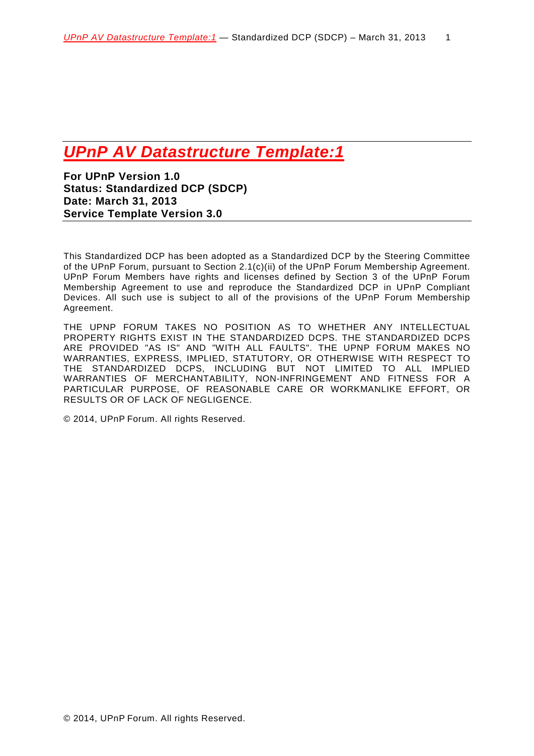# UPnP AV Datastructure Template:1

**For UPnP Version 1.0**
**Status: Standardized DCP (SDCP)**
**Date: March 31, 2013**
**Service Template Version 3.0**

This Standardized DCP has been adopted as a Standardized DCP by the Steering Committee of the UPnP Forum, pursuant to Section 2.1(c)(ii) of the UPnP Forum Membership Agreement. UPnP Forum Members have rights and licenses defined by Section 3 of the UPnP Forum Membership Agreement to use and reproduce the Standardized DCP in UPnP Compliant Devices. All such use is subject to all of the provisions of the UPnP Forum Membership Agreement.

THE UPNP FORUM TAKES NO POSITION AS TO WHETHER ANY INTELLECTUAL PROPERTY RIGHTS EXIST IN THE STANDARDIZED DCPS. THE STANDARDIZED DCPS ARE PROVIDED "AS IS" AND "WITH ALL FAULTS". THE UPNP FORUM MAKES NO WARRANTIES, EXPRESS, IMPLIED, STATUTORY, OR OTHERWISE WITH RESPECT TO THE STANDARDIZED DCPS, INCLUDING BUT NOT LIMITED TO ALL IMPLIED WARRANTIES OF MERCHANTABILITY, NON-INFRINGEMENT AND FITNESS FOR A PARTICULAR PURPOSE, OF REASONABLE CARE OR WORKMANLIKE EFFORT, OR RESULTS OR OF LACK OF NEGLIGENCE.

© 2014, UPnP Forum. All rights Reserved.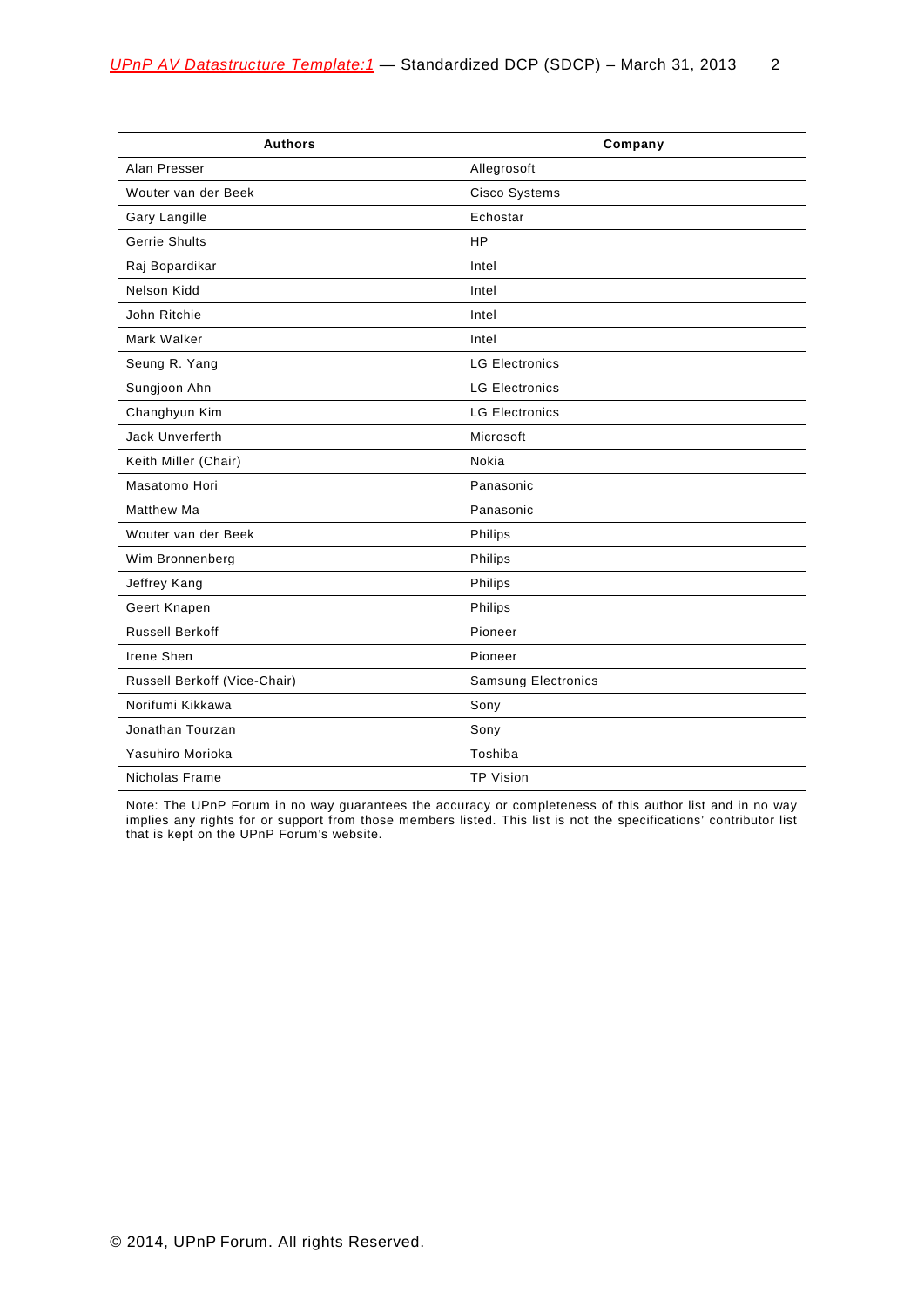| Authors | Company |
| --- | --- |
| Alan Presser | Allegrosoft |
| Wouter van der Beek | Cisco Systems |
| Gary Langille | Echostar |
| Gerrie Shults | HP |
| Raj Bopardikar | Intel |
| Nelson Kidd | Intel |
| John Ritchie | Intel |
| Mark Walker | Intel |
| Seung R. Yang | LG Electronics |
| Sungjoon Ahn | LG Electronics |
| Changhyun Kim | LG Electronics |
| Jack Unverferth | Microsoft |
| Keith Miller (Chair) | Nokia |
| Masatomo Hori | Panasonic |
| Matthew Ma | Panasonic |
| Wouter van der Beek | Philips |
| Wim Bronnenberg | Philips |
| Jeffrey Kang | Philips |
| Geert Knapen | Philips |
| Russell Berkoff | Pioneer |
| Irene Shen | Pioneer |
| Russell Berkoff (Vice-Chair) | Samsung Electronics |
| Norifumi Kikkawa | Sony |
| Jonathan Tourzan | Sony |
| Yasuhiro Morioka | Toshiba |
| Nicholas Frame | TP Vision |
| Note: The UPnP Forum in no way guarantees the accuracy or completeness of this author list and in no way implies any rights for or support from those members listed. This list is not the specifications' contributor list that is kept on the UPnP Forum's website. | |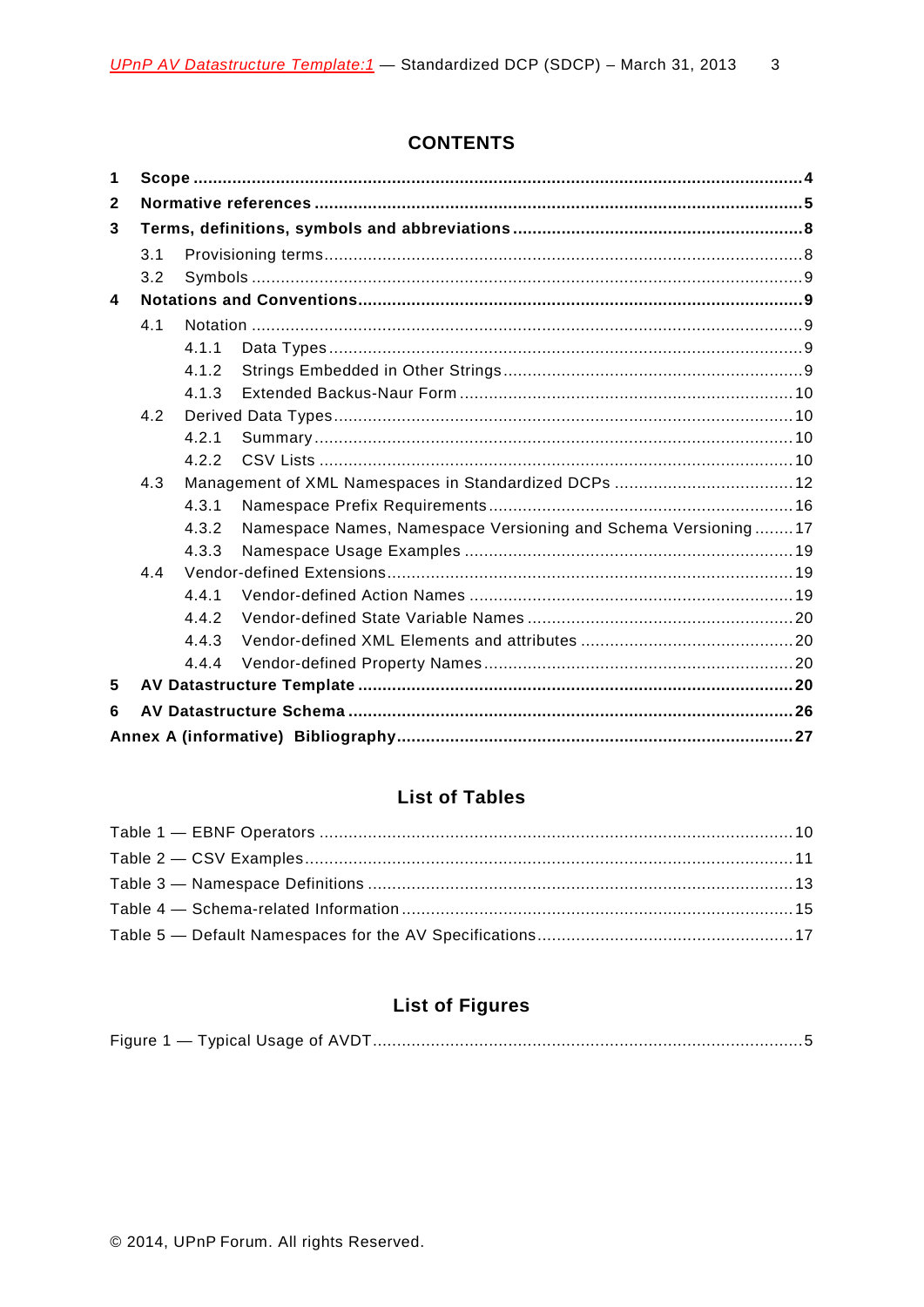## CONTENTS

**1 Scope** .... **4**
**2 Normative references** .... **5**
**3 Terms, definitions, symbols and abbreviations** .... **8**
- 3.1 Provisioning terms .... 8
- 3.2 Symbols .... 9

**4 Notations and Conventions** .... **9**
- 4.1 Notation .... 9
  - 4.1.1 Data Types .... 9
  - 4.1.2 Strings Embedded in Other Strings .... 9
  - 4.1.3 Extended Backus-Naur Form .... 10
- 4.2 Derived Data Types .... 10
  - 4.2.1 Summary .... 10
  - 4.2.2 CSV Lists .... 10
- 4.3 Management of XML Namespaces in Standardized DCPs .... 12
  - 4.3.1 Namespace Prefix Requirements .... 16
  - 4.3.2 Namespace Names, Namespace Versioning and Schema Versioning .... 17
  - 4.3.3 Namespace Usage Examples .... 19
- 4.4 Vendor-defined Extensions .... 19
  - 4.4.1 Vendor-defined Action Names .... 19
  - 4.4.2 Vendor-defined State Variable Names .... 20
  - 4.4.3 Vendor-defined XML Elements and attributes .... 20
  - 4.4.4 Vendor-defined Property Names .... 20

**5 AV Datastructure Template** .... **20**
**6 AV Datastructure Schema** .... **26**
**Annex A (informative) Bibliography** .... **27**

## List of Tables

Table 1 — EBNF Operators .... 10
Table 2 — CSV Examples .... 11
Table 3 — Namespace Definitions .... 13
Table 4 — Schema-related Information .... 15
Table 5 — Default Namespaces for the AV Specifications .... 17

## List of Figures

Figure 1 — Typical Usage of AVDT .... 5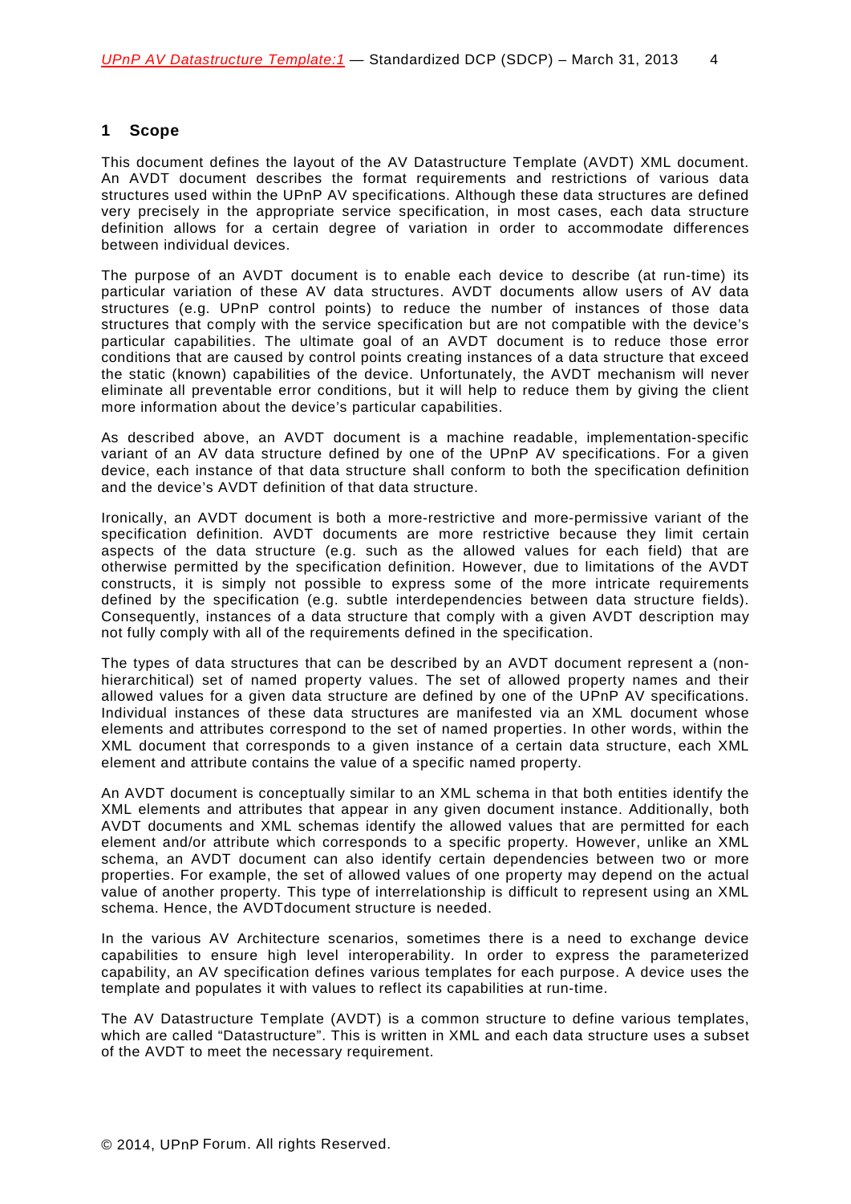# 1 Scope

This document defines the layout of the AV Datastructure Template (AVDT) XML document. An AVDT document describes the format requirements and restrictions of various data structures used within the UPnP AV specifications. Although these data structures are defined very precisely in the appropriate service specification, in most cases, each data structure definition allows for a certain degree of variation in order to accommodate differences between individual devices.

The purpose of an AVDT document is to enable each device to describe (at run-time) its particular variation of these AV data structures. AVDT documents allow users of AV data structures (e.g. UPnP control points) to reduce the number of instances of those data structures that comply with the service specification but are not compatible with the device's particular capabilities. The ultimate goal of an AVDT document is to reduce those error conditions that are caused by control points creating instances of a data structure that exceed the static (known) capabilities of the device. Unfortunately, the AVDT mechanism will never eliminate all preventable error conditions, but it will help to reduce them by giving the client more information about the device's particular capabilities.

As described above, an AVDT document is a machine readable, implementation-specific variant of an AV data structure defined by one of the UPnP AV specifications. For a given device, each instance of that data structure shall conform to both the specification definition and the device's AVDT definition of that data structure.

Ironically, an AVDT document is both a more-restrictive and more-permissive variant of the specification definition. AVDT documents are more restrictive because they limit certain aspects of the data structure (e.g. such as the allowed values for each field) that are otherwise permitted by the specification definition. However, due to limitations of the AVDT constructs, it is simply not possible to express some of the more intricate requirements defined by the specification (e.g. subtle interdependencies between data structure fields). Consequently, instances of a data structure that comply with a given AVDT description may not fully comply with all of the requirements defined in the specification.

The types of data structures that can be described by an AVDT document represent a (non-hierarchical) set of named property values. The set of allowed property names and their allowed values for a given data structure are defined by one of the UPnP AV specifications. Individual instances of these data structures are manifested via an XML document whose elements and attributes correspond to the set of named properties. In other words, within the XML document that corresponds to a given instance of a certain data structure, each XML element and attribute contains the value of a specific named property.

An AVDT document is conceptually similar to an XML schema in that both entities identify the XML elements and attributes that appear in any given document instance. Additionally, both AVDT documents and XML schemas identify the allowed values that are permitted for each element and/or attribute which corresponds to a specific property. However, unlike an XML schema, an AVDT document can also identify certain dependencies between two or more properties. For example, the set of allowed values of one property may depend on the actual value of another property. This type of interrelationship is difficult to represent using an XML schema. Hence, the AVDTdocument structure is needed.

In the various AV Architecture scenarios, sometimes there is a need to exchange device capabilities to ensure high level interoperability. In order to express the parameterized capability, an AV specification defines various templates for each purpose. A device uses the template and populates it with values to reflect its capabilities at run-time.

The AV Datastructure Template (AVDT) is a common structure to define various templates, which are called "Datastructure". This is written in XML and each data structure uses a subset of the AVDT to meet the necessary requirement.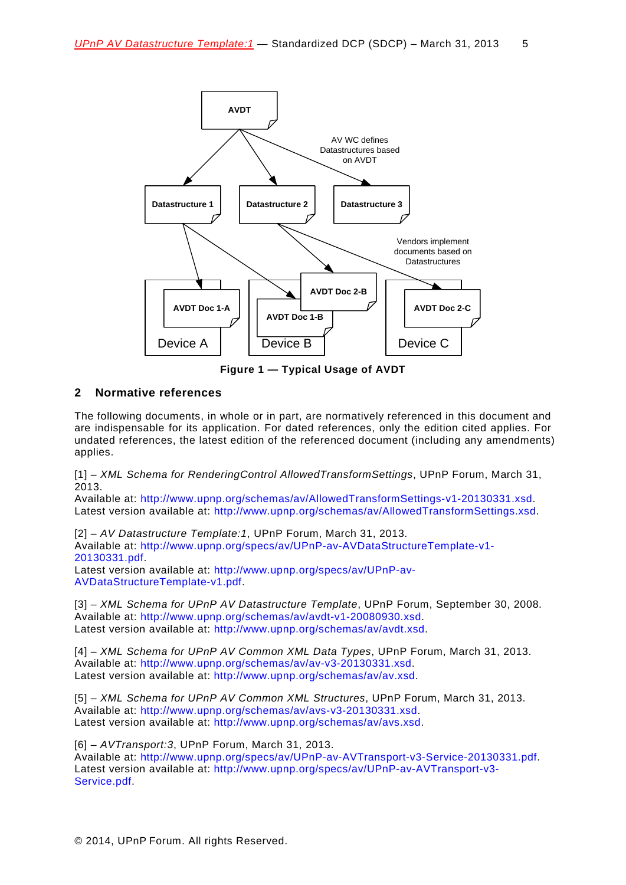**Figure 1 — Typical Usage of AVDT**

## 2 Normative references

The following documents, in whole or in part, are normatively referenced in this document and are indispensable for its application. For dated references, only the edition cited applies. For undated references, the latest edition of the referenced document (including any amendments) applies.

[1] – *XML Schema for RenderingControl AllowedTransformSettings*, UPnP Forum, March 31, 2013.
Available at: http://www.upnp.org/schemas/av/AllowedTransformSettings-v1-20130331.xsd.
Latest version available at: http://www.upnp.org/schemas/av/AllowedTransformSettings.xsd.

[2] – *AV Datastructure Template:1*, UPnP Forum, March 31, 2013.
Available at: http://www.upnp.org/specs/av/UPnP-av-AVDataStructureTemplate-v1-20130331.pdf.
Latest version available at: http://www.upnp.org/specs/av/UPnP-av-AVDataStructureTemplate-v1.pdf.

[3] – *XML Schema for UPnP AV Datastructure Template*, UPnP Forum, September 30, 2008.
Available at: http://www.upnp.org/schemas/av/avdt-v1-20080930.xsd.
Latest version available at: http://www.upnp.org/schemas/av/avdt.xsd.

[4] – *XML Schema for UPnP AV Common XML Data Types*, UPnP Forum, March 31, 2013.
Available at: http://www.upnp.org/schemas/av/av-v3-20130331.xsd.
Latest version available at: http://www.upnp.org/schemas/av/av.xsd.

[5] – *XML Schema for UPnP AV Common XML Structures*, UPnP Forum, March 31, 2013.
Available at: http://www.upnp.org/schemas/av/avs-v3-20130331.xsd.
Latest version available at: http://www.upnp.org/schemas/av/avs.xsd.

[6] – *AVTransport:3*, UPnP Forum, March 31, 2013.
Available at: http://www.upnp.org/specs/av/UPnP-av-AVTransport-v3-Service-20130331.pdf.
Latest version available at: http://www.upnp.org/specs/av/UPnP-av-AVTransport-v3-Service.pdf.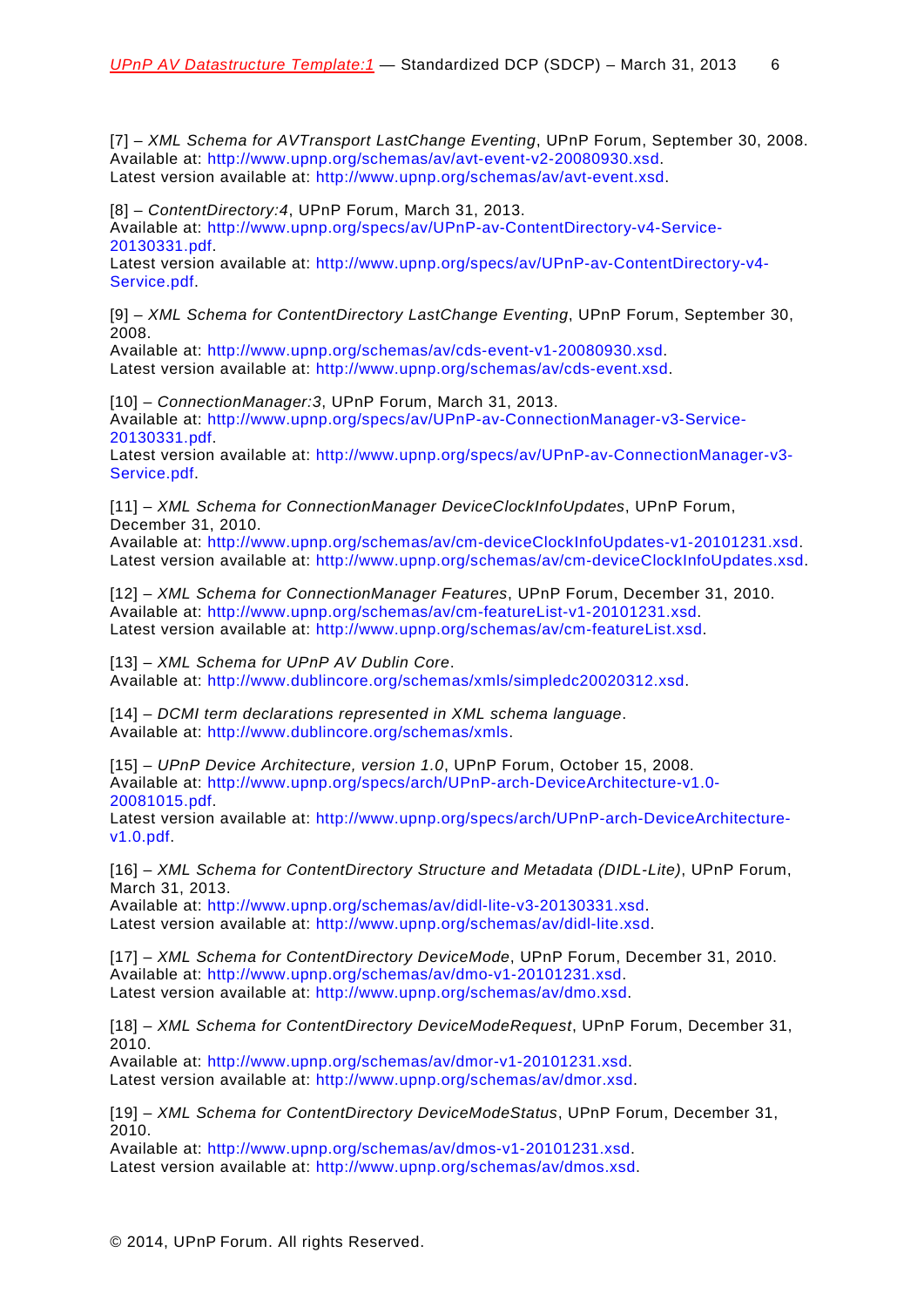[7] – *XML Schema for AVTransport LastChange Eventing*, UPnP Forum, September 30, 2008.
Available at: http://www.upnp.org/schemas/av/avt-event-v2-20080930.xsd.
Latest version available at: http://www.upnp.org/schemas/av/avt-event.xsd.

[8] – *ContentDirectory:4*, UPnP Forum, March 31, 2013.
Available at: http://www.upnp.org/specs/av/UPnP-av-ContentDirectory-v4-Service-20130331.pdf.
Latest version available at: http://www.upnp.org/specs/av/UPnP-av-ContentDirectory-v4-Service.pdf.

[9] – *XML Schema for ContentDirectory LastChange Eventing*, UPnP Forum, September 30, 2008.
Available at: http://www.upnp.org/schemas/av/cds-event-v1-20080930.xsd.
Latest version available at: http://www.upnp.org/schemas/av/cds-event.xsd.

[10] – *ConnectionManager:3*, UPnP Forum, March 31, 2013.
Available at: http://www.upnp.org/specs/av/UPnP-av-ConnectionManager-v3-Service-20130331.pdf.
Latest version available at: http://www.upnp.org/specs/av/UPnP-av-ConnectionManager-v3-Service.pdf.

[11] – *XML Schema for ConnectionManager DeviceClockInfoUpdates*, UPnP Forum, December 31, 2010.
Available at: http://www.upnp.org/schemas/av/cm-deviceClockInfoUpdates-v1-20101231.xsd.
Latest version available at: http://www.upnp.org/schemas/av/cm-deviceClockInfoUpdates.xsd.

[12] – *XML Schema for ConnectionManager Features*, UPnP Forum, December 31, 2010.
Available at: http://www.upnp.org/schemas/av/cm-featureList-v1-20101231.xsd.
Latest version available at: http://www.upnp.org/schemas/av/cm-featureList.xsd.

[13] – *XML Schema for UPnP AV Dublin Core*.
Available at: http://www.dublincore.org/schemas/xmls/simpledc20020312.xsd.

[14] – *DCMI term declarations represented in XML schema language*.
Available at: http://www.dublincore.org/schemas/xmls.

[15] – *UPnP Device Architecture, version 1.0*, UPnP Forum, October 15, 2008.
Available at: http://www.upnp.org/specs/arch/UPnP-arch-DeviceArchitecture-v1.0-20081015.pdf.
Latest version available at: http://www.upnp.org/specs/arch/UPnP-arch-DeviceArchitecture-v1.0.pdf.

[16] – *XML Schema for ContentDirectory Structure and Metadata (DIDL-Lite)*, UPnP Forum, March 31, 2013.
Available at: http://www.upnp.org/schemas/av/didl-lite-v3-20130331.xsd.
Latest version available at: http://www.upnp.org/schemas/av/didl-lite.xsd.

[17] – *XML Schema for ContentDirectory DeviceMode*, UPnP Forum, December 31, 2010.
Available at: http://www.upnp.org/schemas/av/dmo-v1-20101231.xsd.
Latest version available at: http://www.upnp.org/schemas/av/dmo.xsd.

[18] – *XML Schema for ContentDirectory DeviceModeRequest*, UPnP Forum, December 31, 2010.
Available at: http://www.upnp.org/schemas/av/dmor-v1-20101231.xsd.
Latest version available at: http://www.upnp.org/schemas/av/dmor.xsd.

[19] – *XML Schema for ContentDirectory DeviceModeStatus*, UPnP Forum, December 31, 2010.
Available at: http://www.upnp.org/schemas/av/dmos-v1-20101231.xsd.
Latest version available at: http://www.upnp.org/schemas/av/dmos.xsd.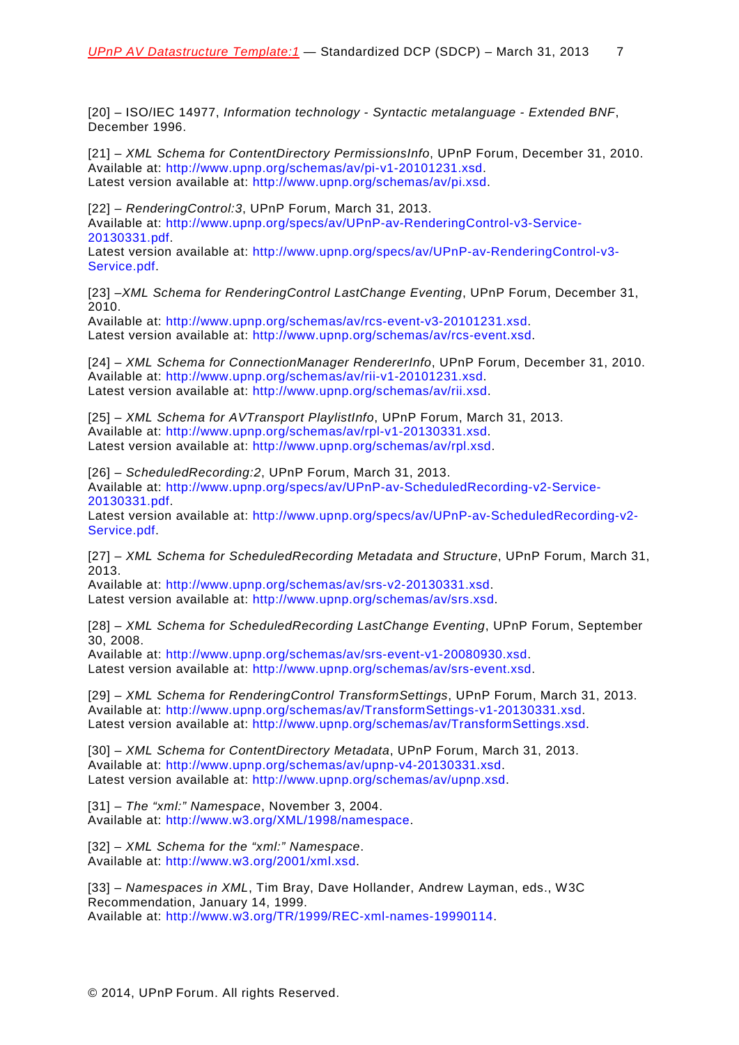[20] – ISO/IEC 14977, *Information technology - Syntactic metalanguage - Extended BNF*, December 1996.

[21] – *XML Schema for ContentDirectory PermissionsInfo*, UPnP Forum, December 31, 2010.
Available at: http://www.upnp.org/schemas/av/pi-v1-20101231.xsd.
Latest version available at: http://www.upnp.org/schemas/av/pi.xsd.

[22] – *RenderingControl:3*, UPnP Forum, March 31, 2013.
Available at: http://www.upnp.org/specs/av/UPnP-av-RenderingControl-v3-Service-20130331.pdf.
Latest version available at: http://www.upnp.org/specs/av/UPnP-av-RenderingControl-v3-Service.pdf.

[23] –*XML Schema for RenderingControl LastChange Eventing*, UPnP Forum, December 31, 2010.
Available at: http://www.upnp.org/schemas/av/rcs-event-v3-20101231.xsd.
Latest version available at: http://www.upnp.org/schemas/av/rcs-event.xsd.

[24] – *XML Schema for ConnectionManager RendererInfo*, UPnP Forum, December 31, 2010.
Available at: http://www.upnp.org/schemas/av/rii-v1-20101231.xsd.
Latest version available at: http://www.upnp.org/schemas/av/rii.xsd.

[25] – *XML Schema for AVTransport PlaylistInfo*, UPnP Forum, March 31, 2013.
Available at: http://www.upnp.org/schemas/av/rpl-v1-20130331.xsd.
Latest version available at: http://www.upnp.org/schemas/av/rpl.xsd.

[26] – *ScheduledRecording:2*, UPnP Forum, March 31, 2013.
Available at: http://www.upnp.org/specs/av/UPnP-av-ScheduledRecording-v2-Service-20130331.pdf.
Latest version available at: http://www.upnp.org/specs/av/UPnP-av-ScheduledRecording-v2-Service.pdf.

[27] – *XML Schema for ScheduledRecording Metadata and Structure*, UPnP Forum, March 31, 2013.
Available at: http://www.upnp.org/schemas/av/srs-v2-20130331.xsd.
Latest version available at: http://www.upnp.org/schemas/av/srs.xsd.

[28] – *XML Schema for ScheduledRecording LastChange Eventing*, UPnP Forum, September 30, 2008.
Available at: http://www.upnp.org/schemas/av/srs-event-v1-20080930.xsd.
Latest version available at: http://www.upnp.org/schemas/av/srs-event.xsd.

[29] – *XML Schema for RenderingControl TransformSettings*, UPnP Forum, March 31, 2013.
Available at: http://www.upnp.org/schemas/av/TransformSettings-v1-20130331.xsd.
Latest version available at: http://www.upnp.org/schemas/av/TransformSettings.xsd.

[30] – *XML Schema for ContentDirectory Metadata*, UPnP Forum, March 31, 2013.
Available at: http://www.upnp.org/schemas/av/upnp-v4-20130331.xsd.
Latest version available at: http://www.upnp.org/schemas/av/upnp.xsd.

[31] – *The “xml:” Namespace*, November 3, 2004.
Available at: http://www.w3.org/XML/1998/namespace.

[32] – *XML Schema for the “xml:” Namespace*.
Available at: http://www.w3.org/2001/xml.xsd.

[33] – *Namespaces in XML*, Tim Bray, Dave Hollander, Andrew Layman, eds., W3C Recommendation, January 14, 1999.
Available at: http://www.w3.org/TR/1999/REC-xml-names-19990114.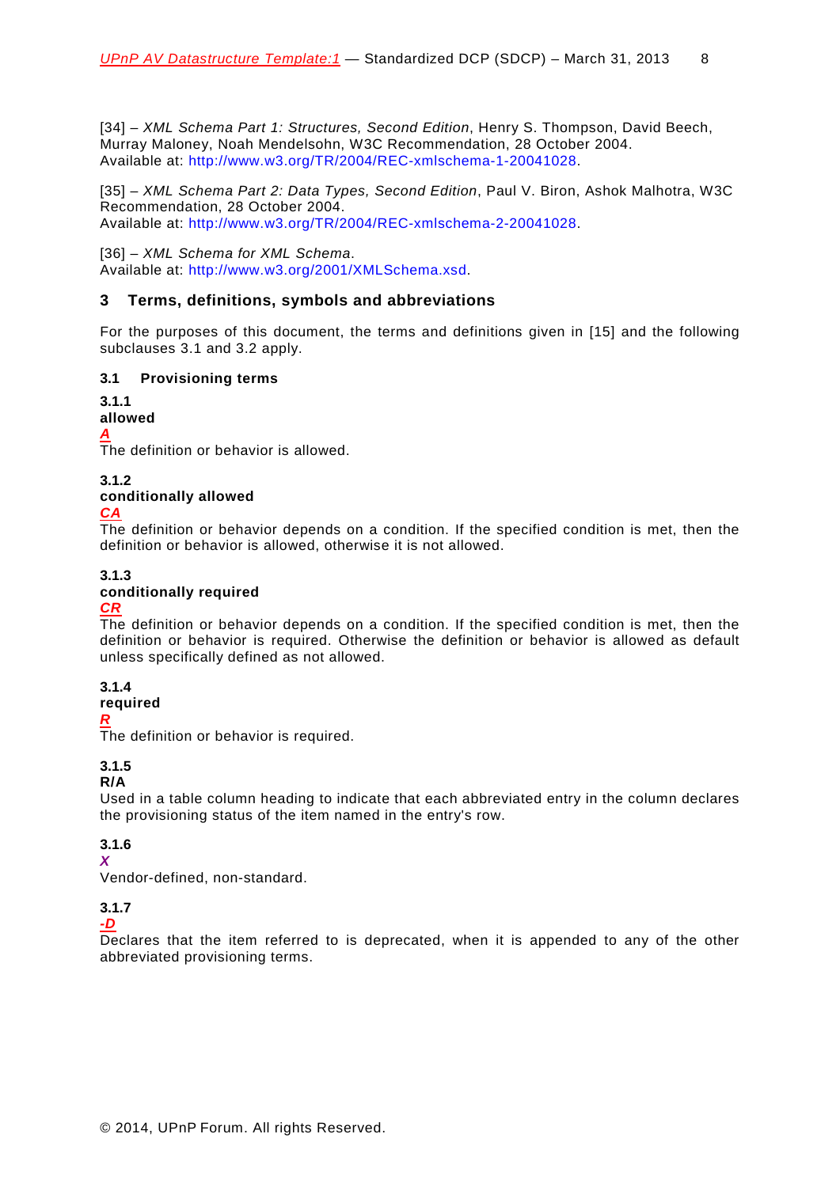[34] – *XML Schema Part 1: Structures, Second Edition*, Henry S. Thompson, David Beech, Murray Maloney, Noah Mendelsohn, W3C Recommendation, 28 October 2004.
Available at: http://www.w3.org/TR/2004/REC-xmlschema-1-20041028.

[35] – *XML Schema Part 2: Data Types, Second Edition*, Paul V. Biron, Ashok Malhotra, W3C Recommendation, 28 October 2004.
Available at: http://www.w3.org/TR/2004/REC-xmlschema-2-20041028.

[36] – *XML Schema for XML Schema*.
Available at: http://www.w3.org/2001/XMLSchema.xsd.

## 3 Terms, definitions, symbols and abbreviations

For the purposes of this document, the terms and definitions given in [15] and the following subclauses 3.1 and 3.2 apply.

### 3.1 Provisioning terms

**3.1.1**
**allowed**
***A***
The definition or behavior is allowed.

**3.1.2**
**conditionally allowed**
***CA***
The definition or behavior depends on a condition. If the specified condition is met, then the definition or behavior is allowed, otherwise it is not allowed.

**3.1.3**
**conditionally required**
***CR***
The definition or behavior depends on a condition. If the specified condition is met, then the definition or behavior is required. Otherwise the definition or behavior is allowed as default unless specifically defined as not allowed.

**3.1.4**
**required**
***R***
The definition or behavior is required.

**3.1.5**
**R/A**
Used in a table column heading to indicate that each abbreviated entry in the column declares the provisioning status of the item named in the entry's row.

**3.1.6**
***X***
Vendor-defined, non-standard.

**3.1.7**
***-D***
Declares that the item referred to is deprecated, when it is appended to any of the other abbreviated provisioning terms.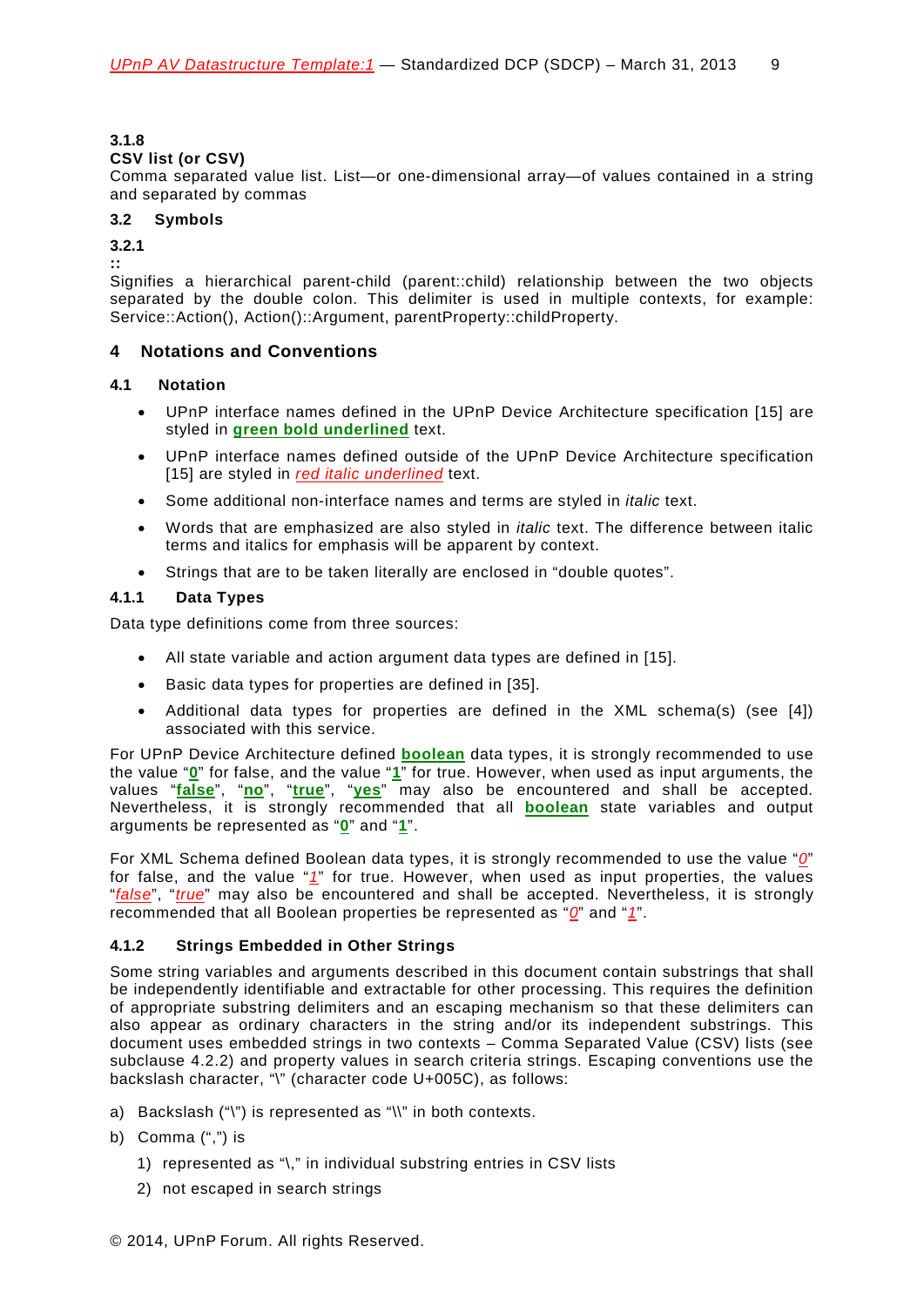### 3.1.8
**CSV list (or CSV)**
Comma separated value list. List—or one-dimensional array—of values contained in a string and separated by commas

## 3.2 Symbols

### 3.2.1
**::**
Signifies a hierarchical parent-child (parent::child) relationship between the two objects separated by the double colon. This delimiter is used in multiple contexts, for example: Service::Action(), Action()::Argument, parentProperty::childProperty.

# 4 Notations and Conventions

## 4.1 Notation

- UPnP interface names defined in the UPnP Device Architecture specification [15] are styled in **green bold underlined** text.
- UPnP interface names defined outside of the UPnP Device Architecture specification [15] are styled in *red italic underlined* text.
- Some additional non-interface names and terms are styled in *italic* text.
- Words that are emphasized are also styled in *italic* text. The difference between italic terms and italics for emphasis will be apparent by context.
- Strings that are to be taken literally are enclosed in "double quotes".

### 4.1.1 Data Types

Data type definitions come from three sources:

- All state variable and action argument data types are defined in [15].
- Basic data types for properties are defined in [35].
- Additional data types for properties are defined in the XML schema(s) (see [4]) associated with this service.

For UPnP Device Architecture defined **boolean** data types, it is strongly recommended to use the value "**0**" for false, and the value "**1**" for true. However, when used as input arguments, the values "**false**", "**no**", "**true**", "**yes**" may also be encountered and shall be accepted. Nevertheless, it is strongly recommended that all **boolean** state variables and output arguments be represented as "**0**" and "**1**".

For XML Schema defined Boolean data types, it is strongly recommended to use the value "*0*" for false, and the value "*1*" for true. However, when used as input properties, the values "*false*", "*true*" may also be encountered and shall be accepted. Nevertheless, it is strongly recommended that all Boolean properties be represented as "*0*" and "*1*".

### 4.1.2 Strings Embedded in Other Strings

Some string variables and arguments described in this document contain substrings that shall be independently identifiable and extractable for other processing. This requires the definition of appropriate substring delimiters and an escaping mechanism so that these delimiters can also appear as ordinary characters in the string and/or its independent substrings. This document uses embedded strings in two contexts – Comma Separated Value (CSV) lists (see subclause 4.2.2) and property values in search criteria strings. Escaping conventions use the backslash character, "\" (character code U+005C), as follows:

a) Backslash ("\") is represented as "\\" in both contexts.

b) Comma (",") is

   1) represented as "\," in individual substring entries in CSV lists

   2) not escaped in search strings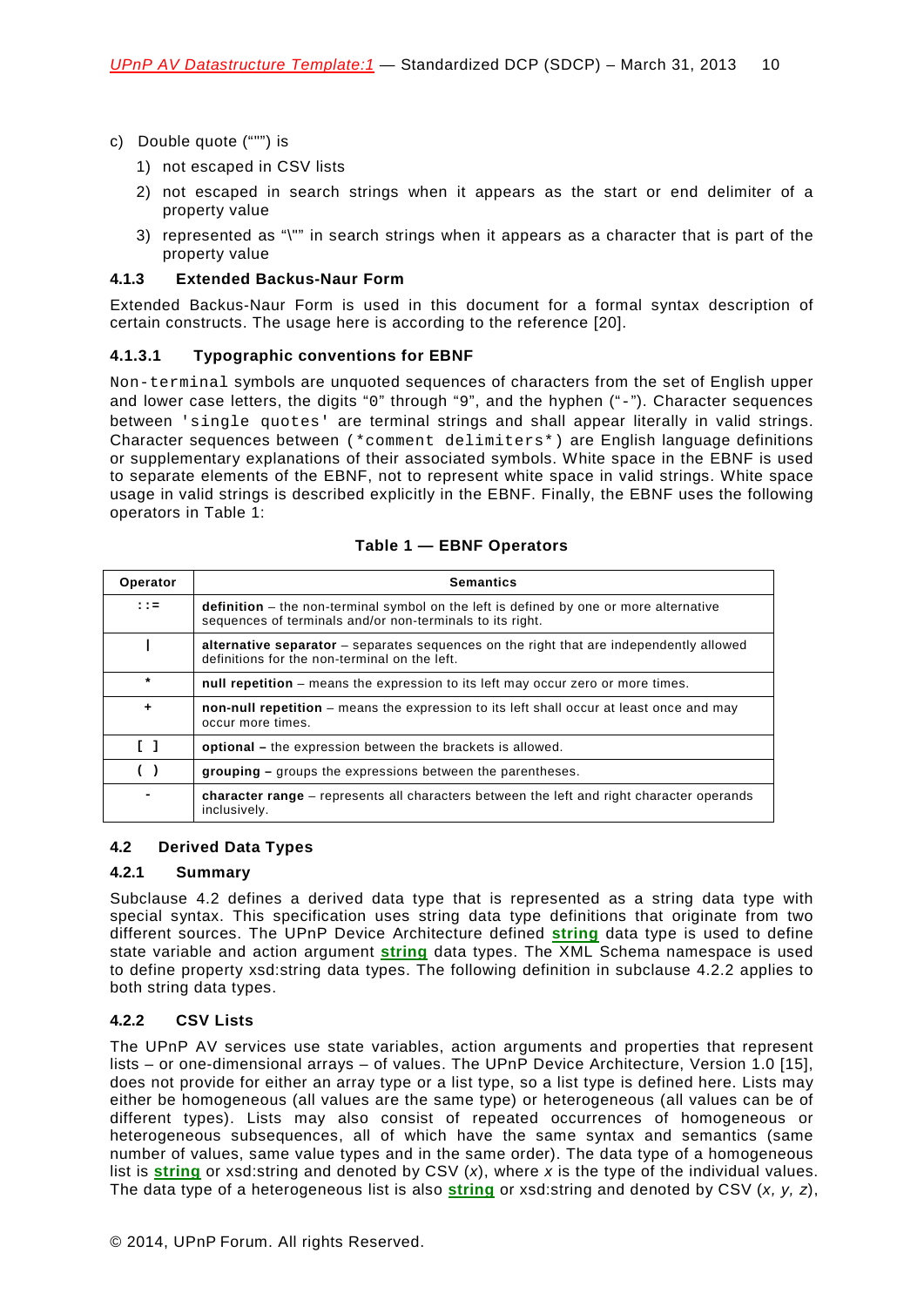c) Double quote (“"”) is

   1) not escaped in CSV lists

   2) not escaped in search strings when it appears as the start or end delimiter of a property value

   3) represented as “\"” in search strings when it appears as a character that is part of the property value

#### 4.1.3 Extended Backus-Naur Form

Extended Backus-Naur Form is used in this document for a formal syntax description of certain constructs. The usage here is according to the reference [20].

##### 4.1.3.1 Typographic conventions for EBNF

`Non-terminal` symbols are unquoted sequences of characters from the set of English upper and lower case letters, the digits “`0`” through “`9`”, and the hyphen (“`-`”). Character sequences between `'single quotes'` are terminal strings and shall appear literally in valid strings. Character sequences between `(*comment delimiters*)` are English language definitions or supplementary explanations of their associated symbols. White space in the EBNF is used to separate elements of the EBNF, not to represent white space in valid strings. White space usage in valid strings is described explicitly in the EBNF. Finally, the EBNF uses the following operators in Table 1:

**Table 1 — EBNF Operators**

| Operator | Semantics |
|---|---|
| `::=` | **definition** – the non-terminal symbol on the left is defined by one or more alternative sequences of terminals and/or non-terminals to its right. |
| `\|` | **alternative separator** – separates sequences on the right that are independently allowed definitions for the non-terminal on the left. |
| `*` | **null repetition** – means the expression to its left may occur zero or more times. |
| `+` | **non-null repetition** – means the expression to its left shall occur at least once and may occur more times. |
| `[ ]` | **optional –** the expression between the brackets is allowed. |
| `( )` | **grouping –** groups the expressions between the parentheses. |
| `-` | **character range** – represents all characters between the left and right character operands inclusively. |

### 4.2 Derived Data Types

#### 4.2.1 Summary

Subclause 4.2 defines a derived data type that is represented as a string data type with special syntax. This specification uses string data type definitions that originate from two different sources. The UPnP Device Architecture defined **string** data type is used to define state variable and action argument **string** data types. The XML Schema namespace is used to define property xsd:string data types. The following definition in subclause 4.2.2 applies to both string data types.

#### 4.2.2 CSV Lists

The UPnP AV services use state variables, action arguments and properties that represent lists – or one-dimensional arrays – of values. The UPnP Device Architecture, Version 1.0 [15], does not provide for either an array type or a list type, so a list type is defined here. Lists may either be homogeneous (all values are the same type) or heterogeneous (all values can be of different types). Lists may also consist of repeated occurrences of homogeneous or heterogeneous subsequences, all of which have the same syntax and semantics (same number of values, same value types and in the same order). The data type of a homogeneous list is **string** or xsd:string and denoted by CSV (*x*), where *x* is the type of the individual values. The data type of a heterogeneous list is also **string** or xsd:string and denoted by CSV (*x, y, z*),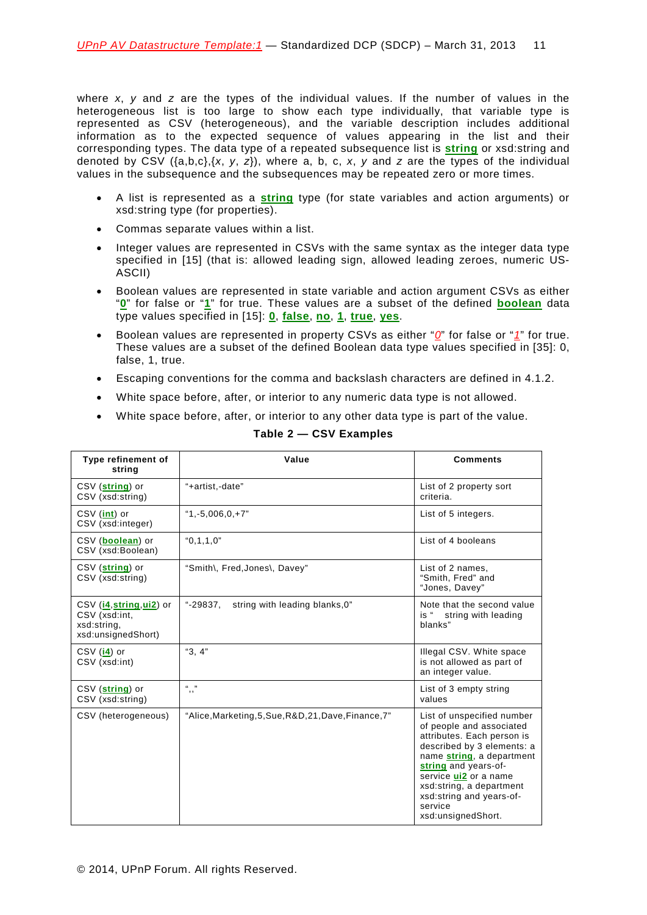where *x*, *y* and *z* are the types of the individual values. If the number of values in the heterogeneous list is too large to show each type individually, that variable type is represented as CSV (heterogeneous), and the variable description includes additional information as to the expected sequence of values appearing in the list and their corresponding types. The data type of a repeated subsequence list is **string** or xsd:string and denoted by CSV ({a,b,c},{*x*, *y*, *z*}), where a, b, c, *x*, *y* and *z* are the types of the individual values in the subsequence and the subsequences may be repeated zero or more times.

- A list is represented as a **string** type (for state variables and action arguments) or xsd:string type (for properties).
- Commas separate values within a list.
- Integer values are represented in CSVs with the same syntax as the integer data type specified in [15] (that is: allowed leading sign, allowed leading zeroes, numeric US-ASCII)
- Boolean values are represented in state variable and action argument CSVs as either "**0**" for false or "**1**" for true. These values are a subset of the defined **boolean** data type values specified in [15]: **0**, **false**, **no**, **1**, **true**, **yes**.
- Boolean values are represented in property CSVs as either "*0*" for false or "*1*" for true. These values are a subset of the defined Boolean data type values specified in [35]: 0, false, 1, true.
- Escaping conventions for the comma and backslash characters are defined in 4.1.2.
- White space before, after, or interior to any numeric data type is not allowed.
- White space before, after, or interior to any other data type is part of the value.

**Table 2 — CSV Examples**

| Type refinement of string | Value | Comments |
|---|---|---|
| CSV (**string**) or CSV (xsd:string) | "+artist,-date" | List of 2 property sort criteria. |
| CSV (**int**) or CSV (xsd:integer) | "1,-5,006,0,+7" | List of 5 integers. |
| CSV (**boolean**) or CSV (xsd:Boolean) | "0,1,1,0" | List of 4 booleans |
| CSV (**string**) or CSV (xsd:string) | "Smith\, Fred,Jones\, Davey" | List of 2 names, "Smith, Fred" and "Jones, Davey" |
| CSV (**i4**,**string**,**ui2**) or CSV (xsd:int, xsd:string, xsd:unsignedShort) | "-29837,    string with leading blanks,0" | Note that the second value is "    string with leading blanks" |
| CSV (**i4**) or CSV (xsd:int) | "3, 4" | Illegal CSV. White space is not allowed as part of an integer value. |
| CSV (**string**) or CSV (xsd:string) | ",," | List of 3 empty string values |
| CSV (heterogeneous) | "Alice,Marketing,5,Sue,R&D,21,Dave,Finance,7" | List of unspecified number of people and associated attributes. Each person is described by 3 elements: a name **string**, a department **string** and years-of-service **ui2** or a name xsd:string, a department xsd:string and years-of-service xsd:unsignedShort. |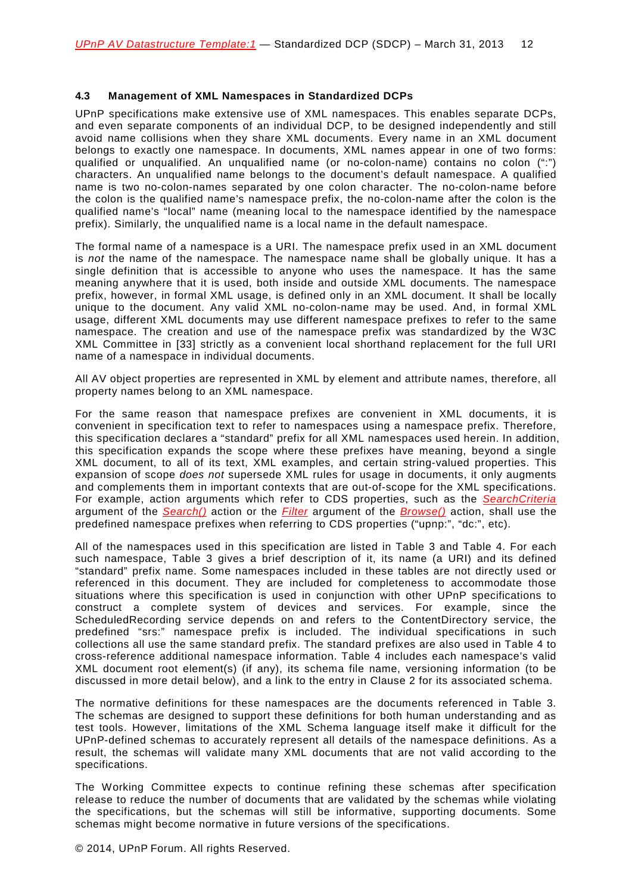### 4.3 Management of XML Namespaces in Standardized DCPs

UPnP specifications make extensive use of XML namespaces. This enables separate DCPs, and even separate components of an individual DCP, to be designed independently and still avoid name collisions when they share XML documents. Every name in an XML document belongs to exactly one namespace. In documents, XML names appear in one of two forms: qualified or unqualified. An unqualified name (or no-colon-name) contains no colon (":") characters. An unqualified name belongs to the document's default namespace. A qualified name is two no-colon-names separated by one colon character. The no-colon-name before the colon is the qualified name's namespace prefix, the no-colon-name after the colon is the qualified name's "local" name (meaning local to the namespace identified by the namespace prefix). Similarly, the unqualified name is a local name in the default namespace.

The formal name of a namespace is a URI. The namespace prefix used in an XML document is *not* the name of the namespace. The namespace name shall be globally unique. It has a single definition that is accessible to anyone who uses the namespace. It has the same meaning anywhere that it is used, both inside and outside XML documents. The namespace prefix, however, in formal XML usage, is defined only in an XML document. It shall be locally unique to the document. Any valid XML no-colon-name may be used. And, in formal XML usage, different XML documents may use different namespace prefixes to refer to the same namespace. The creation and use of the namespace prefix was standardized by the W3C XML Committee in [33] strictly as a convenient local shorthand replacement for the full URI name of a namespace in individual documents.

All AV object properties are represented in XML by element and attribute names, therefore, all property names belong to an XML namespace.

For the same reason that namespace prefixes are convenient in XML documents, it is convenient in specification text to refer to namespaces using a namespace prefix. Therefore, this specification declares a "standard" prefix for all XML namespaces used herein. In addition, this specification expands the scope where these prefixes have meaning, beyond a single XML document, to all of its text, XML examples, and certain string-valued properties. This expansion of scope *does not* supersede XML rules for usage in documents, it only augments and complements them in important contexts that are out-of-scope for the XML specifications. For example, action arguments which refer to CDS properties, such as the *SearchCriteria* argument of the *Search()* action or the *Filter* argument of the *Browse()* action, shall use the predefined namespace prefixes when referring to CDS properties ("upnp:", "dc:", etc).

All of the namespaces used in this specification are listed in Table 3 and Table 4. For each such namespace, Table 3 gives a brief description of it, its name (a URI) and its defined "standard" prefix name. Some namespaces included in these tables are not directly used or referenced in this document. They are included for completeness to accommodate those situations where this specification is used in conjunction with other UPnP specifications to construct a complete system of devices and services. For example, since the ScheduledRecording service depends on and refers to the ContentDirectory service, the predefined "srs:" namespace prefix is included. The individual specifications in such collections all use the same standard prefix. The standard prefixes are also used in Table 4 to cross-reference additional namespace information. Table 4 includes each namespace's valid XML document root element(s) (if any), its schema file name, versioning information (to be discussed in more detail below), and a link to the entry in Clause 2 for its associated schema.

The normative definitions for these namespaces are the documents referenced in Table 3. The schemas are designed to support these definitions for both human understanding and as test tools. However, limitations of the XML Schema language itself make it difficult for the UPnP-defined schemas to accurately represent all details of the namespace definitions. As a result, the schemas will validate many XML documents that are not valid according to the specifications.

The Working Committee expects to continue refining these schemas after specification release to reduce the number of documents that are validated by the schemas while violating the specifications, but the schemas will still be informative, supporting documents. Some schemas might become normative in future versions of the specifications.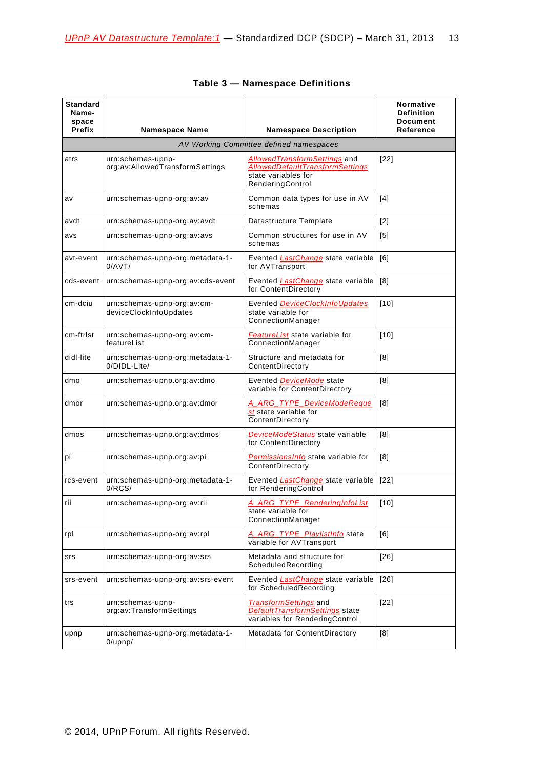**Table 3 — Namespace Definitions**

| Standard Name-space Prefix | Namespace Name | Namespace Description | Normative Definition Document Reference |
|---|---|---|---|
| *AV Working Committee defined namespaces* | | | |
| atrs | urn:schemas-upnp-org:av:AllowedTransformSettings | *AllowedTransformSettings* and *AllowedDefaultTransformSettings* state variables for RenderingControl | [22] |
| av | urn:schemas-upnp-org:av:av | Common data types for use in AV schemas | [4] |
| avdt | urn:schemas-upnp-org:av:avdt | Datastructure Template | [2] |
| avs | urn:schemas-upnp-org:av:avs | Common structures for use in AV schemas | [5] |
| avt-event | urn:schemas-upnp-org:metadata-1-0/AVT/ | Evented *LastChange* state variable for AVTransport | [6] |
| cds-event | urn:schemas-upnp-org:av:cds-event | Evented *LastChange* state variable for ContentDirectory | [8] |
| cm-dciu | urn:schemas-upnp-org:av:cm-deviceClockInfoUpdates | Evented *DeviceClockInfoUpdates* state variable for ConnectionManager | [10] |
| cm-ftrlst | urn:schemas-upnp-org:av:cm-featureList | *FeatureList* state variable for ConnectionManager | [10] |
| didl-lite | urn:schemas-upnp-org:metadata-1-0/DIDL-Lite/ | Structure and metadata for ContentDirectory | [8] |
| dmo | urn:schemas-upnp.org:av:dmo | Evented *DeviceMode* state variable for ContentDirectory | [8] |
| dmor | urn:schemas-upnp.org:av:dmor | *A_ARG_TYPE_DeviceModeRequest* state variable for ContentDirectory | [8] |
| dmos | urn:schemas-upnp.org:av:dmos | *DeviceModeStatus* state variable for ContentDirectory | [8] |
| pi | urn:schemas-upnp.org:av:pi | *PermissionsInfo* state variable for ContentDirectory | [8] |
| rcs-event | urn:schemas-upnp-org:metadata-1-0/RCS/ | Evented *LastChange* state variable for RenderingControl | [22] |
| rii | urn:schemas-upnp-org:av:rii | *A_ARG_TYPE_RenderingInfoList* state variable for ConnectionManager | [10] |
| rpl | urn:schemas-upnp-org:av:rpl | *A_ARG_TYPE_PlaylistInfo* state variable for AVTransport | [6] |
| srs | urn:schemas-upnp-org:av:srs | Metadata and structure for ScheduledRecording | [26] |
| srs-event | urn:schemas-upnp-org:av:srs-event | Evented *LastChange* state variable for ScheduledRecording | [26] |
| trs | urn:schemas-upnp-org:av:TransformSettings | *TransformSettings* and *DefaultTransformSettings* state variables for RenderingControl | [22] |
| upnp | urn:schemas-upnp-org:metadata-1-0/upnp/ | Metadata for ContentDirectory | [8] |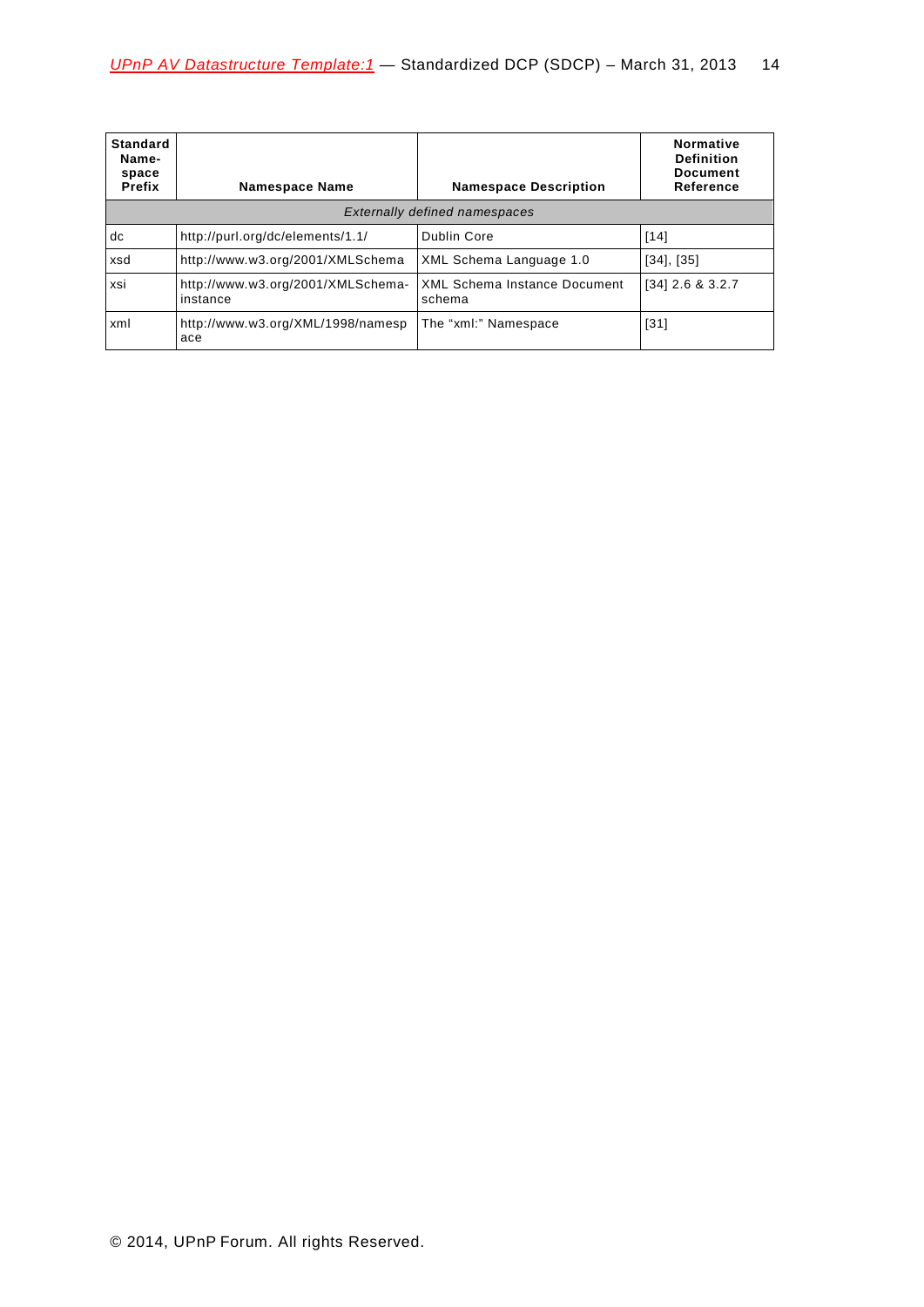| Standard Name-space Prefix | Namespace Name | Namespace Description | Normative Definition Document Reference |
|---|---|---|---|
| *Externally defined namespaces* | | | |
| dc | http://purl.org/dc/elements/1.1/ | Dublin Core | [14] |
| xsd | http://www.w3.org/2001/XMLSchema | XML Schema Language 1.0 | [34], [35] |
| xsi | http://www.w3.org/2001/XMLSchema-instance | XML Schema Instance Document schema | [34] 2.6 & 3.2.7 |
| xml | http://www.w3.org/XML/1998/namespace | The "xml:" Namespace | [31] |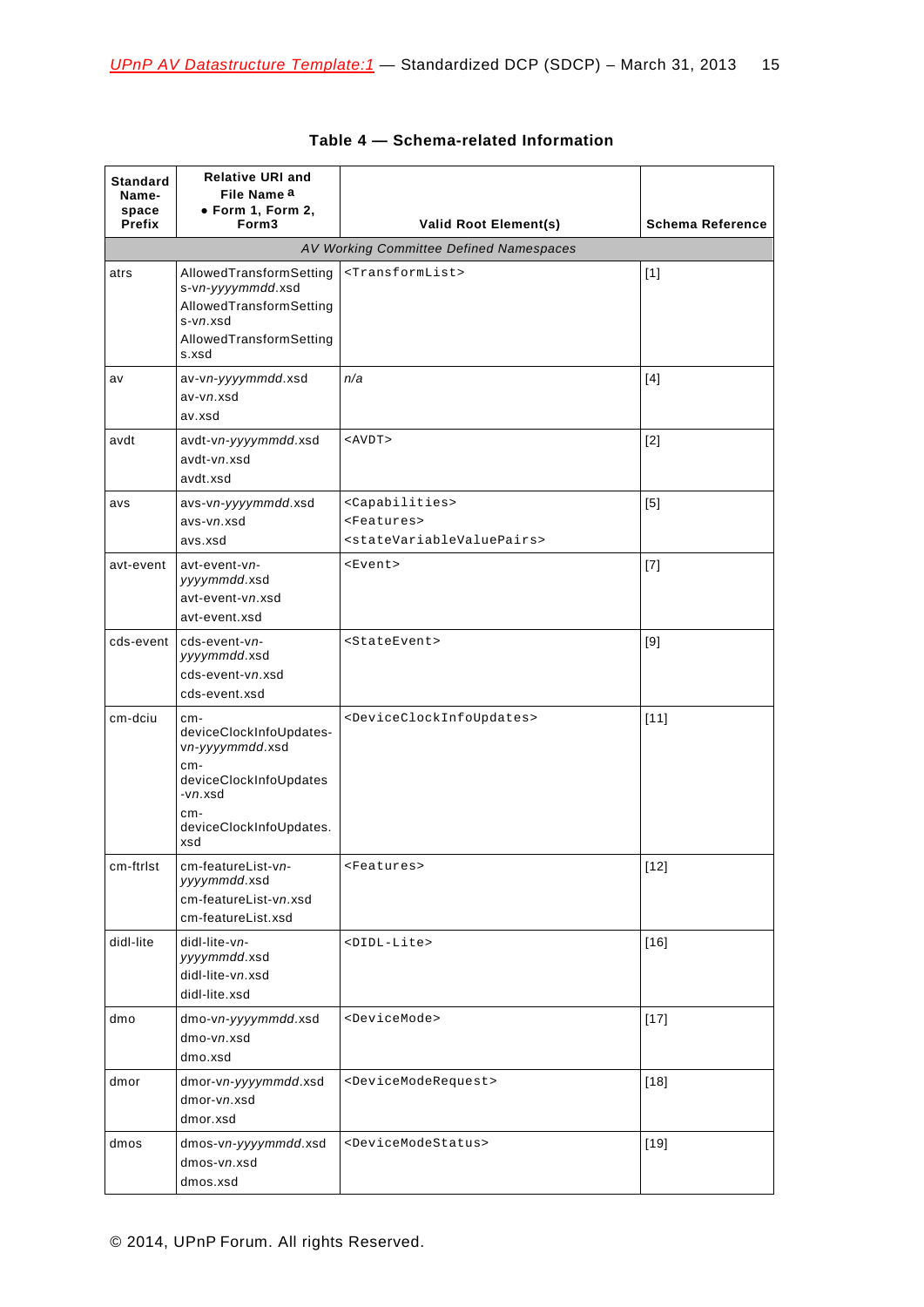**Table 4 — Schema-related Information**

| Standard Name-space Prefix | Relative URI and File Name [a] • Form 1, Form 2, Form3 | Valid Root Element(s) | Schema Reference |
|---|---|---|---|
| *AV Working Committee Defined Namespaces* | | | |
| atrs | AllowedTransformSettings-vn-*yyyymmdd*.xsd<br>AllowedTransformSettings-vn.xsd<br>AllowedTransformSettings.xsd | `<TransformList>` | [1] |
| av | av-vn-*yyyymmdd*.xsd<br>av-vn.xsd<br>av.xsd | *n/a* | [4] |
| avdt | avdt-vn-*yyyymmdd*.xsd<br>avdt-vn.xsd<br>avdt.xsd | `<AVDT>` | [2] |
| avs | avs-vn-*yyyymmdd*.xsd<br>avs-vn.xsd<br>avs.xsd | `<Capabilities>`<br>`<Features>`<br>`<stateVariableValuePairs>` | [5] |
| avt-event | avt-event-vn-*yyyymmdd*.xsd<br>avt-event-vn.xsd<br>avt-event.xsd | `<Event>` | [7] |
| cds-event | cds-event-vn-*yyyymmdd*.xsd<br>cds-event-vn.xsd<br>cds-event.xsd | `<StateEvent>` | [9] |
| cm-dciu | cm-deviceClockInfoUpdates-vn-*yyyymmdd*.xsd<br>cm-deviceClockInfoUpdates-vn.xsd<br>cm-deviceClockInfoUpdates.xsd | `<DeviceClockInfoUpdates>` | [11] |
| cm-ftrlst | cm-featureList-vn-*yyyymmdd*.xsd<br>cm-featureList-vn.xsd<br>cm-featureList.xsd | `<Features>` | [12] |
| didl-lite | didl-lite-vn-*yyyymmdd*.xsd<br>didl-lite-vn.xsd<br>didl-lite.xsd | `<DIDL-Lite>` | [16] |
| dmo | dmo-vn-*yyyymmdd*.xsd<br>dmo-vn.xsd<br>dmo.xsd | `<DeviceMode>` | [17] |
| dmor | dmor-vn-*yyyymmdd*.xsd<br>dmor-vn.xsd<br>dmor.xsd | `<DeviceModeRequest>` | [18] |
| dmos | dmos-vn-*yyyymmdd*.xsd<br>dmos-vn.xsd<br>dmos.xsd | `<DeviceModeStatus>` | [19] |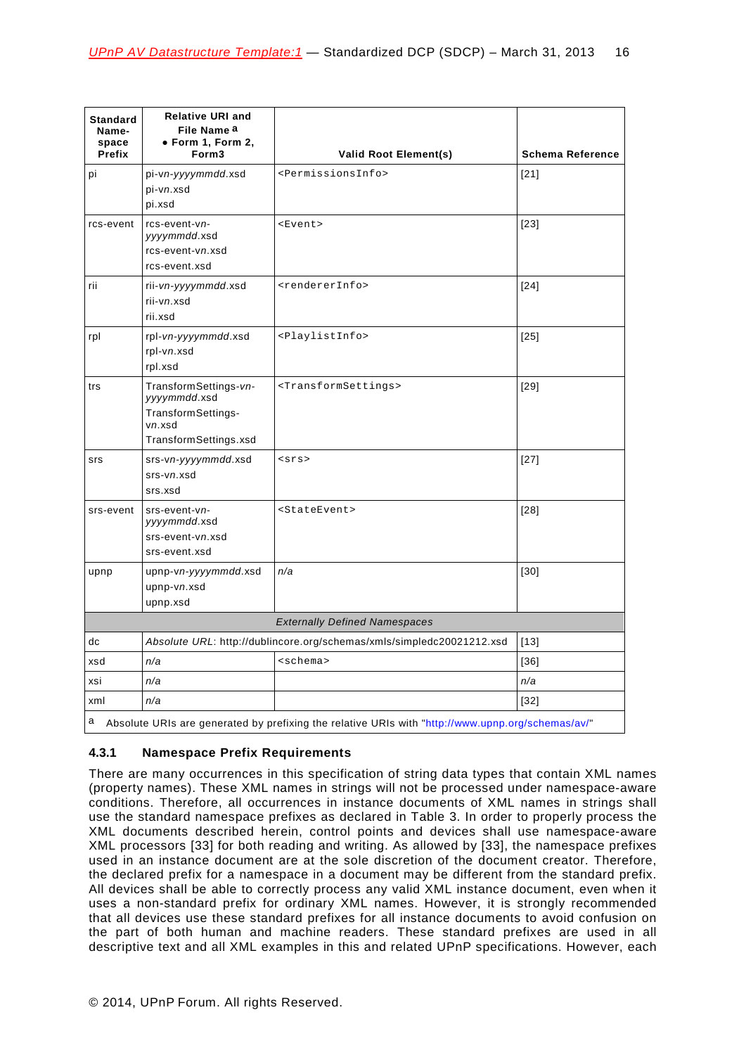| Standard Name-space Prefix | Relative URI and File Name [a] • Form 1, Form 2, Form3 | Valid Root Element(s) | Schema Reference |
|---|---|---|---|
| pi | pi-*vn*-*yyyymmdd*.xsd<br>pi-*vn*.xsd<br>pi.xsd | `<PermissionsInfo>` | [21] |
| rcs-event | rcs-event-*vn*-*yyyymmdd*.xsd<br>rcs-event-*vn*.xsd<br>rcs-event.xsd | `<Event>` | [23] |
| rii | rii-*vn*-*yyyymmdd*.xsd<br>rii-*vn*.xsd<br>rii.xsd | `<rendererInfo>` | [24] |
| rpl | rpl-*vn*-*yyyymmdd*.xsd<br>rpl-*vn*.xsd<br>rpl.xsd | `<PlaylistInfo>` | [25] |
| trs | TransformSettings-*vn*-*yyyymmdd*.xsd<br>TransformSettings-*vn*.xsd<br>TransformSettings.xsd | `<TransformSettings>` | [29] |
| srs | srs-*vn*-*yyyymmdd*.xsd<br>srs-*vn*.xsd<br>srs.xsd | `<srs>` | [27] |
| srs-event | srs-event-*vn*-*yyyymmdd*.xsd<br>srs-event-*vn*.xsd<br>srs-event.xsd | `<StateEvent>` | [28] |
| upnp | upnp-*vn*-*yyyymmdd*.xsd<br>upnp-*vn*.xsd<br>upnp.xsd | *n/a* | [30] |
| | | *Externally Defined Namespaces* | |
| dc | *Absolute URL*: http://dublincore.org/schemas/xmls/simpledc20021212.xsd | | [13] |
| xsd | *n/a* | `<schema>` | [36] |
| xsi | *n/a* | | *n/a* |
| xml | *n/a* | | [32] |

[a] Absolute URIs are generated by prefixing the relative URIs with "http://www.upnp.org/schemas/av/"

### 4.3.1 Namespace Prefix Requirements

There are many occurrences in this specification of string data types that contain XML names (property names). These XML names in strings will not be processed under namespace-aware conditions. Therefore, all occurrences in instance documents of XML names in strings shall use the standard namespace prefixes as declared in Table 3. In order to properly process the XML documents described herein, control points and devices shall use namespace-aware XML processors [33] for both reading and writing. As allowed by [33], the namespace prefixes used in an instance document are at the sole discretion of the document creator. Therefore, the declared prefix for a namespace in a document may be different from the standard prefix. All devices shall be able to correctly process any valid XML instance document, even when it uses a non-standard prefix for ordinary XML names. However, it is strongly recommended that all devices use these standard prefixes for all instance documents to avoid confusion on the part of both human and machine readers. These standard prefixes are used in all descriptive text and all XML examples in this and related UPnP specifications. However, each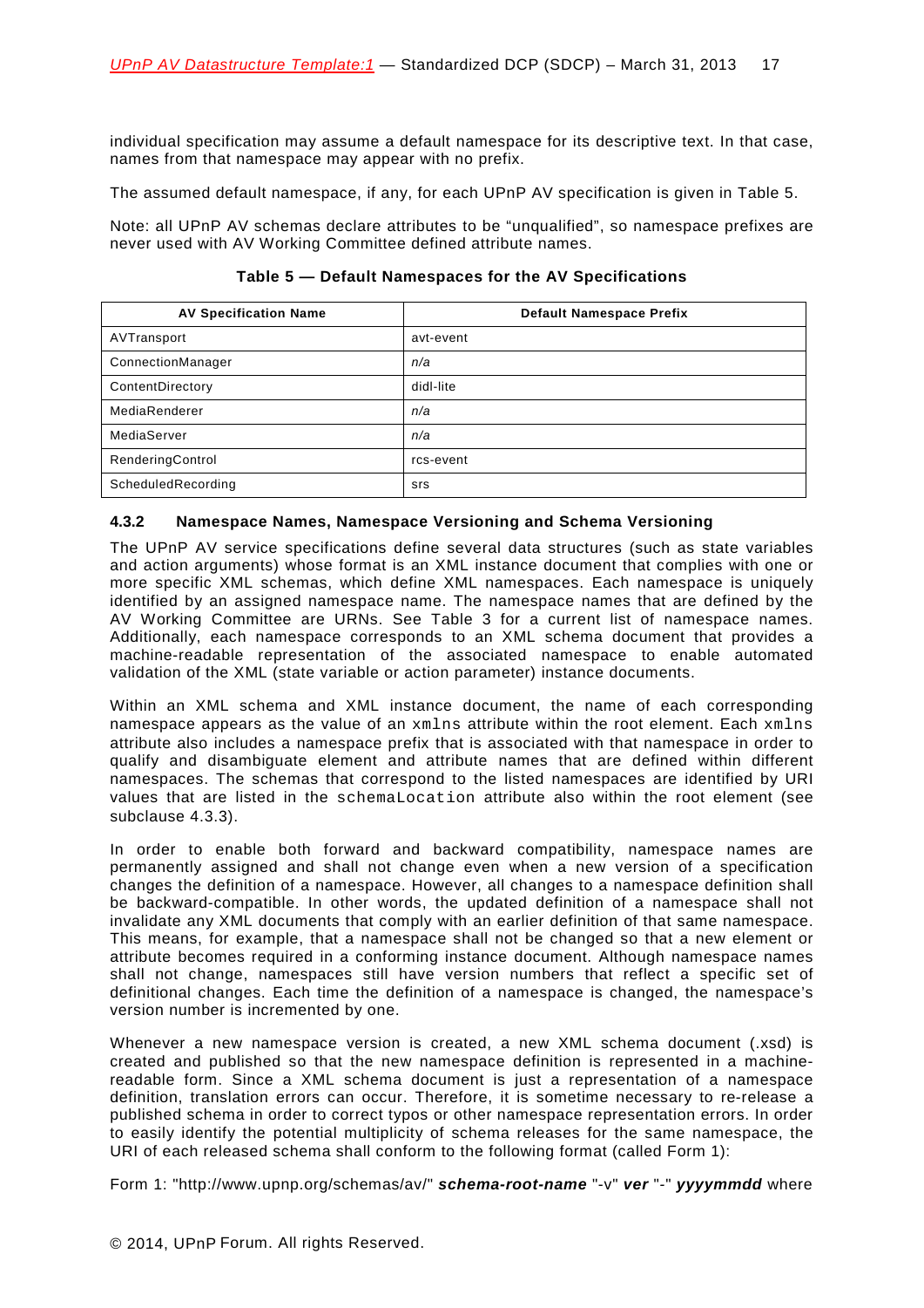individual specification may assume a default namespace for its descriptive text. In that case, names from that namespace may appear with no prefix.

The assumed default namespace, if any, for each UPnP AV specification is given in Table 5.

Note: all UPnP AV schemas declare attributes to be "unqualified", so namespace prefixes are never used with AV Working Committee defined attribute names.

**Table 5 — Default Namespaces for the AV Specifications**

| AV Specification Name | Default Namespace Prefix |
|---|---|
| AVTransport | avt-event |
| ConnectionManager | *n/a* |
| ContentDirectory | didl-lite |
| MediaRenderer | *n/a* |
| MediaServer | *n/a* |
| RenderingControl | rcs-event |
| ScheduledRecording | srs |

### 4.3.2 Namespace Names, Namespace Versioning and Schema Versioning

The UPnP AV service specifications define several data structures (such as state variables and action arguments) whose format is an XML instance document that complies with one or more specific XML schemas, which define XML namespaces. Each namespace is uniquely identified by an assigned namespace name. The namespace names that are defined by the AV Working Committee are URNs. See Table 3 for a current list of namespace names. Additionally, each namespace corresponds to an XML schema document that provides a machine-readable representation of the associated namespace to enable automated validation of the XML (state variable or action parameter) instance documents.

Within an XML schema and XML instance document, the name of each corresponding namespace appears as the value of an `xmlns` attribute within the root element. Each `xmlns` attribute also includes a namespace prefix that is associated with that namespace in order to qualify and disambiguate element and attribute names that are defined within different namespaces. The schemas that correspond to the listed namespaces are identified by URI values that are listed in the `schemaLocation` attribute also within the root element (see subclause 4.3.3).

In order to enable both forward and backward compatibility, namespace names are permanently assigned and shall not change even when a new version of a specification changes the definition of a namespace. However, all changes to a namespace definition shall be backward-compatible. In other words, the updated definition of a namespace shall not invalidate any XML documents that comply with an earlier definition of that same namespace. This means, for example, that a namespace shall not be changed so that a new element or attribute becomes required in a conforming instance document. Although namespace names shall not change, namespaces still have version numbers that reflect a specific set of definitional changes. Each time the definition of a namespace is changed, the namespace's version number is incremented by one.

Whenever a new namespace version is created, a new XML schema document (.xsd) is created and published so that the new namespace definition is represented in a machine-readable form. Since a XML schema document is just a representation of a namespace definition, translation errors can occur. Therefore, it is sometime necessary to re-release a published schema in order to correct typos or other namespace representation errors. In order to easily identify the potential multiplicity of schema releases for the same namespace, the URI of each released schema shall conform to the following format (called Form 1):

Form 1: "http://www.upnp.org/schemas/av/" ***schema-root-name*** "-v" ***ver*** "-" ***yyyymmdd*** where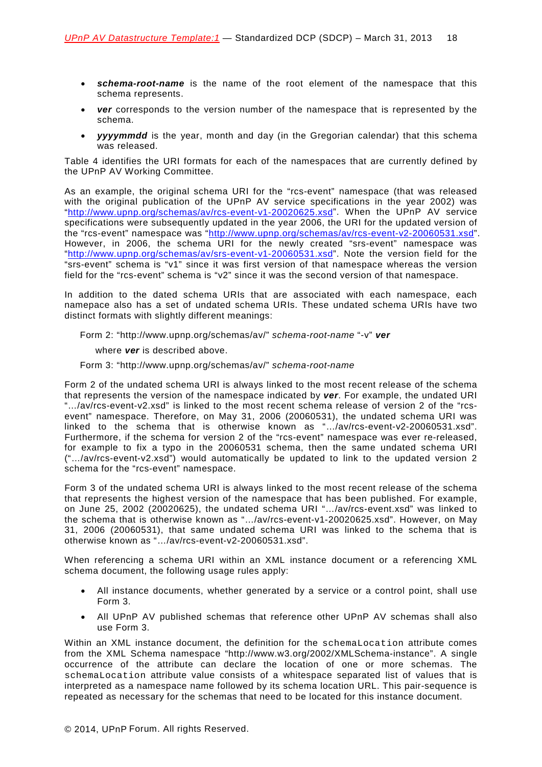- ***schema-root-name*** is the name of the root element of the namespace that this schema represents.
- ***ver*** corresponds to the version number of the namespace that is represented by the schema.
- ***yyyymmdd*** is the year, month and day (in the Gregorian calendar) that this schema was released.

Table 4 identifies the URI formats for each of the namespaces that are currently defined by the UPnP AV Working Committee.

As an example, the original schema URI for the "rcs-event" namespace (that was released with the original publication of the UPnP AV service specifications in the year 2002) was "http://www.upnp.org/schemas/av/rcs-event-v1-20020625.xsd". When the UPnP AV service specifications were subsequently updated in the year 2006, the URI for the updated version of the "rcs-event" namespace was "http://www.upnp.org/schemas/av/rcs-event-v2-20060531.xsd". However, in 2006, the schema URI for the newly created "srs-event" namespace was "http://www.upnp.org/schemas/av/srs-event-v1-20060531.xsd". Note the version field for the "srs-event" schema is "v1" since it was first version of that namespace whereas the version field for the "rcs-event" schema is "v2" since it was the second version of that namespace.

In addition to the dated schema URIs that are associated with each namespace, each namepace also has a set of undated schema URIs. These undated schema URIs have two distinct formats with slightly different meanings:

Form 2: "http://www.upnp.org/schemas/av/" *schema-root-name* "-v" ***ver***

where ***ver*** is described above.

Form 3: "http://www.upnp.org/schemas/av/" *schema-root-name*

Form 2 of the undated schema URI is always linked to the most recent release of the schema that represents the version of the namespace indicated by ***ver***. For example, the undated URI ".../av/rcs-event-v2.xsd" is linked to the most recent schema release of version 2 of the "rcs-event" namespace. Therefore, on May 31, 2006 (20060531), the undated schema URI was linked to the schema that is otherwise known as ".../av/rcs-event-v2-20060531.xsd". Furthermore, if the schema for version 2 of the "rcs-event" namespace was ever re-released, for example to fix a typo in the 20060531 schema, then the same undated schema URI (".../av/rcs-event-v2.xsd") would automatically be updated to link to the updated version 2 schema for the "rcs-event" namespace.

Form 3 of the undated schema URI is always linked to the most recent release of the schema that represents the highest version of the namespace that has been published. For example, on June 25, 2002 (20020625), the undated schema URI ".../av/rcs-event.xsd" was linked to the schema that is otherwise known as ".../av/rcs-event-v1-20020625.xsd". However, on May 31, 2006 (20060531), that same undated schema URI was linked to the schema that is otherwise known as ".../av/rcs-event-v2-20060531.xsd".

When referencing a schema URI within an XML instance document or a referencing XML schema document, the following usage rules apply:

- All instance documents, whether generated by a service or a control point, shall use Form 3.
- All UPnP AV published schemas that reference other UPnP AV schemas shall also use Form 3.

Within an XML instance document, the definition for the `schemaLocation` attribute comes from the XML Schema namespace "http://www.w3.org/2002/XMLSchema-instance". A single occurrence of the attribute can declare the location of one or more schemas. The `schemaLocation` attribute value consists of a whitespace separated list of values that is interpreted as a namespace name followed by its schema location URL. This pair-sequence is repeated as necessary for the schemas that need to be located for this instance document.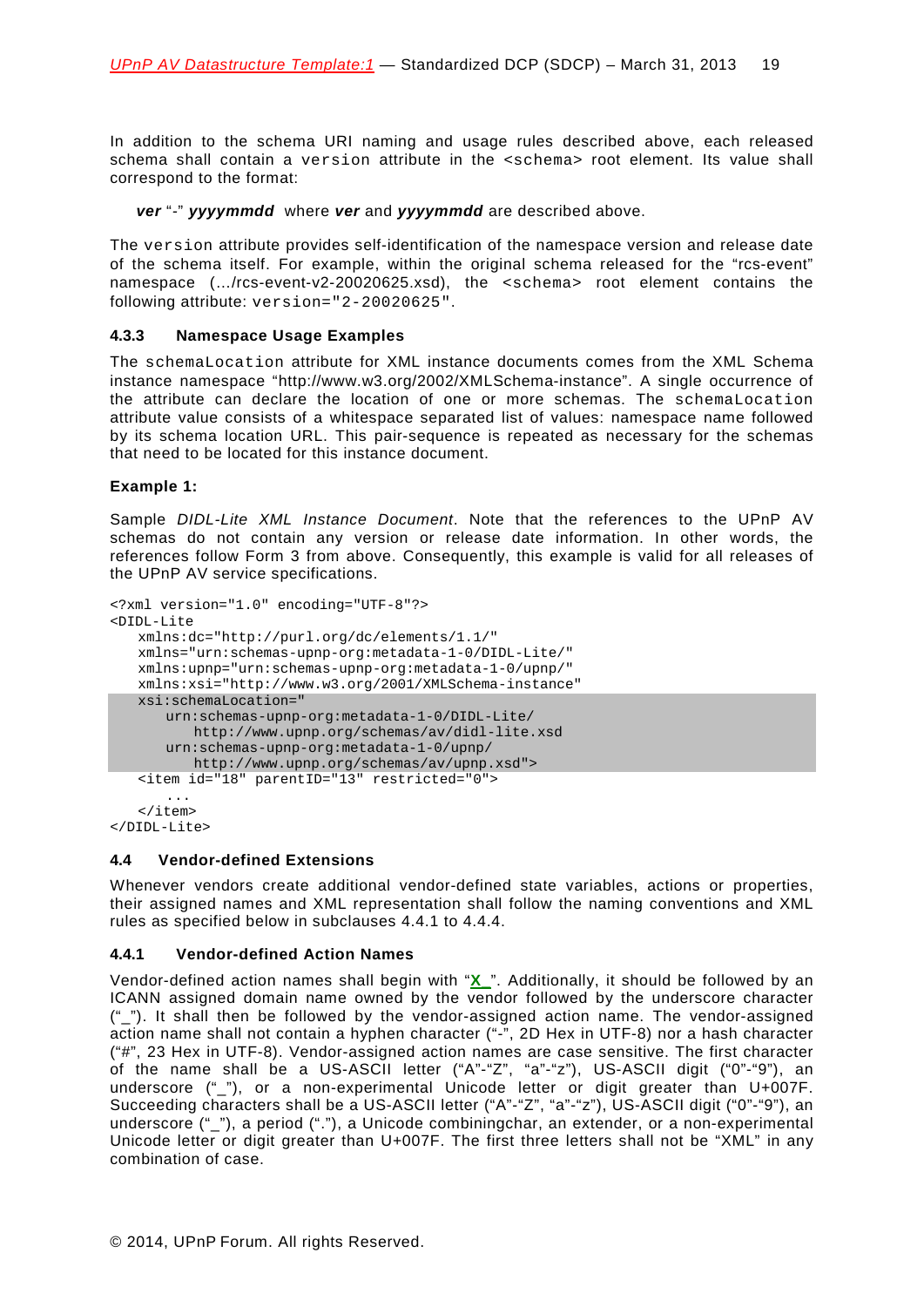In addition to the schema URI naming and usage rules described above, each released schema shall contain a `version` attribute in the `<schema>` root element. Its value shall correspond to the format:

***ver*** "-" ***yyyymmdd*** where ***ver*** and ***yyyymmdd*** are described above.

The `version` attribute provides self-identification of the namespace version and release date of the schema itself. For example, within the original schema released for the "rcs-event" namespace (…/rcs-event-v2-20020625.xsd), the `<schema>` root element contains the following attribute: `version="2-20020625"`.

#### 4.3.3 Namespace Usage Examples

The `schemaLocation` attribute for XML instance documents comes from the XML Schema instance namespace "http://www.w3.org/2002/XMLSchema-instance". A single occurrence of the attribute can declare the location of one or more schemas. The `schemaLocation` attribute value consists of a whitespace separated list of values: namespace name followed by its schema location URL. This pair-sequence is repeated as necessary for the schemas that need to be located for this instance document.

**Example 1:**

Sample *DIDL-Lite XML Instance Document*. Note that the references to the UPnP AV schemas do not contain any version or release date information. In other words, the references follow Form 3 from above. Consequently, this example is valid for all releases of the UPnP AV service specifications.

```
<?xml version="1.0" encoding="UTF-8"?>
<DIDL-Lite
   xmlns:dc="http://purl.org/dc/elements/1.1/"
   xmlns="urn:schemas-upnp-org:metadata-1-0/DIDL-Lite/"
   xmlns:upnp="urn:schemas-upnp-org:metadata-1-0/upnp/"
   xmlns:xsi="http://www.w3.org/2001/XMLSchema-instance"
   xsi:schemaLocation="
      urn:schemas-upnp-org:metadata-1-0/DIDL-Lite/
         http://www.upnp.org/schemas/av/didl-lite.xsd
      urn:schemas-upnp-org:metadata-1-0/upnp/
         http://www.upnp.org/schemas/av/upnp.xsd">
   <item id="18" parentID="13" restricted="0">
      ...
   </item>
</DIDL-Lite>
```

### 4.4 Vendor-defined Extensions

Whenever vendors create additional vendor-defined state variables, actions or properties, their assigned names and XML representation shall follow the naming conventions and XML rules as specified below in subclauses 4.4.1 to 4.4.4.

#### 4.4.1 Vendor-defined Action Names

Vendor-defined action names shall begin with "**X_**". Additionally, it should be followed by an ICANN assigned domain name owned by the vendor followed by the underscore character ("_"). It shall then be followed by the vendor-assigned action name. The vendor-assigned action name shall not contain a hyphen character ("-", 2D Hex in UTF-8) nor a hash character ("#", 23 Hex in UTF-8). Vendor-assigned action names are case sensitive. The first character of the name shall be a US-ASCII letter ("A"-"Z", "a"-"z"), US-ASCII digit ("0"-"9"), an underscore ("_"), or a non-experimental Unicode letter or digit greater than U+007F. Succeeding characters shall be a US-ASCII letter ("A"-"Z", "a"-"z"), US-ASCII digit ("0"-"9"), an underscore ("_"), a period ("."), a Unicode combiningchar, an extender, or a non-experimental Unicode letter or digit greater than U+007F. The first three letters shall not be "XML" in any combination of case.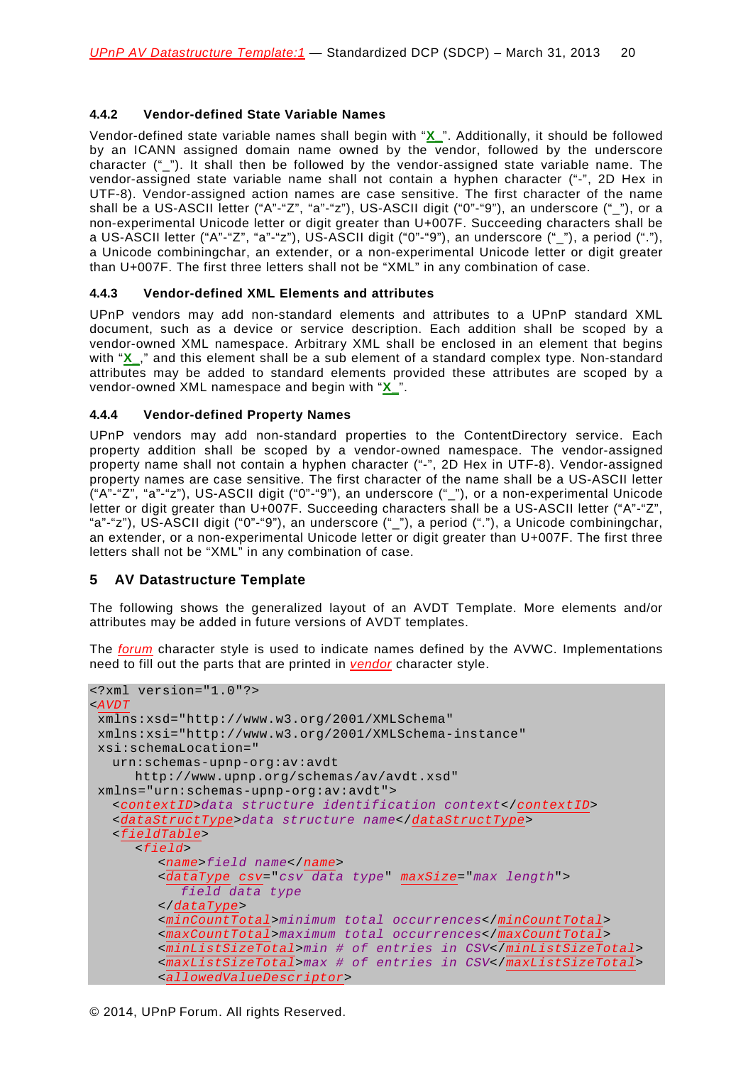#### 4.4.2 Vendor-defined State Variable Names

Vendor-defined state variable names shall begin with "**X_**". Additionally, it should be followed by an ICANN assigned domain name owned by the vendor, followed by the underscore character ("_"). It shall then be followed by the vendor-assigned state variable name. The vendor-assigned state variable name shall not contain a hyphen character ("-", 2D Hex in UTF-8). Vendor-assigned action names are case sensitive. The first character of the name shall be a US-ASCII letter ("A"-"Z", "a"-"z"), US-ASCII digit ("0"-"9"), an underscore ("_"), or a non-experimental Unicode letter or digit greater than U+007F. Succeeding characters shall be a US-ASCII letter ("A"-"Z", "a"-"z"), US-ASCII digit ("0"-"9"), an underscore ("_"), a period ("."), a Unicode combiningchar, an extender, or a non-experimental Unicode letter or digit greater than U+007F. The first three letters shall not be "XML" in any combination of case.

#### 4.4.3 Vendor-defined XML Elements and attributes

UPnP vendors may add non-standard elements and attributes to a UPnP standard XML document, such as a device or service description. Each addition shall be scoped by a vendor-owned XML namespace. Arbitrary XML shall be enclosed in an element that begins with "**X_**," and this element shall be a sub element of a standard complex type. Non-standard attributes may be added to standard elements provided these attributes are scoped by a vendor-owned XML namespace and begin with "**X_**".

#### 4.4.4 Vendor-defined Property Names

UPnP vendors may add non-standard properties to the ContentDirectory service. Each property addition shall be scoped by a vendor-owned namespace. The vendor-assigned property name shall not contain a hyphen character ("-", 2D Hex in UTF-8). Vendor-assigned property names are case sensitive. The first character of the name shall be a US-ASCII letter ("A"-"Z", "a"-"z"), US-ASCII digit ("0"-"9"), an underscore ("_"), or a non-experimental Unicode letter or digit greater than U+007F. Succeeding characters shall be a US-ASCII letter ("A"-"Z", "a"-"z"), US-ASCII digit ("0"-"9"), an underscore ("_"), a period ("."), a Unicode combiningchar, an extender, or a non-experimental Unicode letter or digit greater than U+007F. The first three letters shall not be "XML" in any combination of case.

## 5 AV Datastructure Template

The following shows the generalized layout of an AVDT Template. More elements and/or attributes may be added in future versions of AVDT templates.

The *forum* character style is used to indicate names defined by the AVWC. Implementations need to fill out the parts that are printed in *vendor* character style.

```
<?xml version="1.0"?>
<AVDT
 xmlns:xsd="http://www.w3.org/2001/XMLSchema"
 xmlns:xsi="http://www.w3.org/2001/XMLSchema-instance"
 xsi:schemaLocation="
   urn:schemas-upnp-org:av:avdt
      http://www.upnp.org/schemas/av/avdt.xsd"
 xmlns="urn:schemas-upnp-org:av:avdt">
   <contextID>data structure identification context</contextID>
   <dataStructType>data structure name</dataStructType>
   <fieldTable>
      <field>
         <name>field name</name>
         <dataType csv="csv data type" maxSize="max length">
            field data type
         </dataType>
         <minCountTotal>minimum total occurrences</minCountTotal>
         <maxCountTotal>maximum total occurrences</maxCountTotal>
         <minListSizeTotal>min # of entries in CSV</minListSizeTotal>
         <maxListSizeTotal>max # of entries in CSV</maxListSizeTotal>
         <allowedValueDescriptor>
```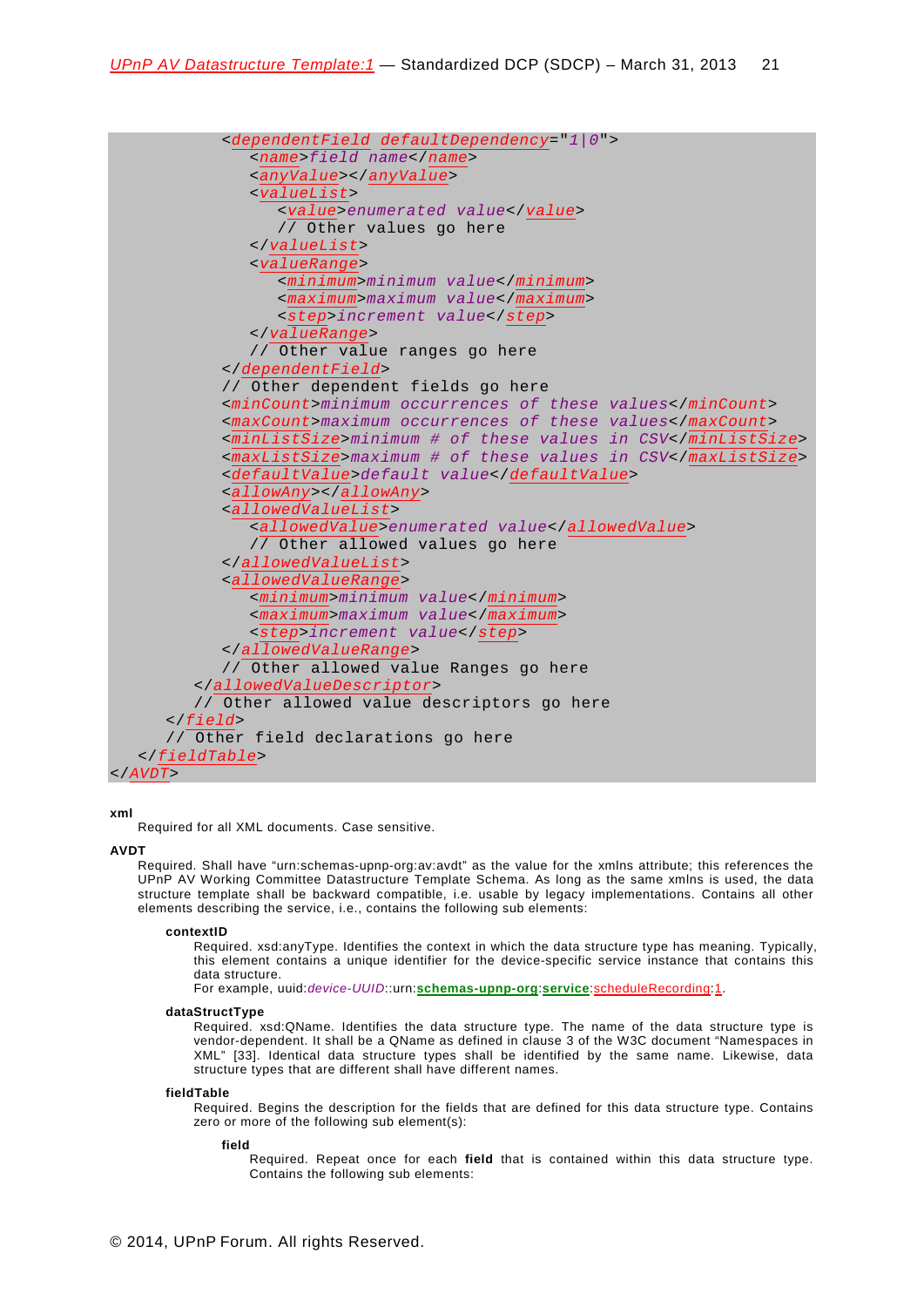```
            <dependentField defaultDependency="1|0">
               <name>field name</name>
               <anyValue></anyValue>
               <valueList>
                  <value>enumerated value</value>
                  // Other values go here
               </valueList>
               <valueRange>
                  <minimum>minimum value</minimum>
                  <maximum>maximum value</maximum>
                  <step>increment value</step>
               </valueRange>
               // Other value ranges go here
            </dependentField>
            // Other dependent fields go here
            <minCount>minimum occurrences of these values</minCount>
            <maxCount>maximum occurrences of these values</maxCount>
            <minListSize>minimum # of these values in CSV</minListSize>
            <maxListSize>maximum # of these values in CSV</maxListSize>
            <defaultValue>default value</defaultValue>
            <allowAny></allowAny>
            <allowedValueList>
               <allowedValue>enumerated value</allowedValue>
               // Other allowed values go here
            </allowedValueList>
            <allowedValueRange>
               <minimum>minimum value</minimum>
               <maximum>maximum value</maximum>
               <step>increment value</step>
            </allowedValueRange>
            // Other allowed value Ranges go here
         </allowedValueDescriptor>
         // Other allowed value descriptors go here
      </field>
      // Other field declarations go here
   </fieldTable>
</AVDT>
```

**xml**

Required for all XML documents. Case sensitive.

**AVDT**

Required. Shall have “urn:schemas-upnp-org:av:avdt” as the value for the xmlns attribute; this references the UPnP AV Working Committee Datastructure Template Schema. As long as the same xmlns is used, the data structure template shall be backward compatible, i.e. usable by legacy implementations. Contains all other elements describing the service, i.e., contains the following sub elements:

**contextID**

Required. xsd:anyType. Identifies the context in which the data structure type has meaning. Typically, this element contains a unique identifier for the device-specific service instance that contains this data structure.
For example, uuid:*device-UUID*::urn:**schemas-upnp-org**:**service**:scheduleRecording:1.

**dataStructType**

Required. xsd:QName. Identifies the data structure type. The name of the data structure type is vendor-dependent. It shall be a QName as defined in clause 3 of the W3C document “Namespaces in XML” [33]. Identical data structure types shall be identified by the same name. Likewise, data structure types that are different shall have different names.

**fieldTable**

Required. Begins the description for the fields that are defined for this data structure type. Contains zero or more of the following sub element(s):

**field**

Required. Repeat once for each **field** that is contained within this data structure type. Contains the following sub elements: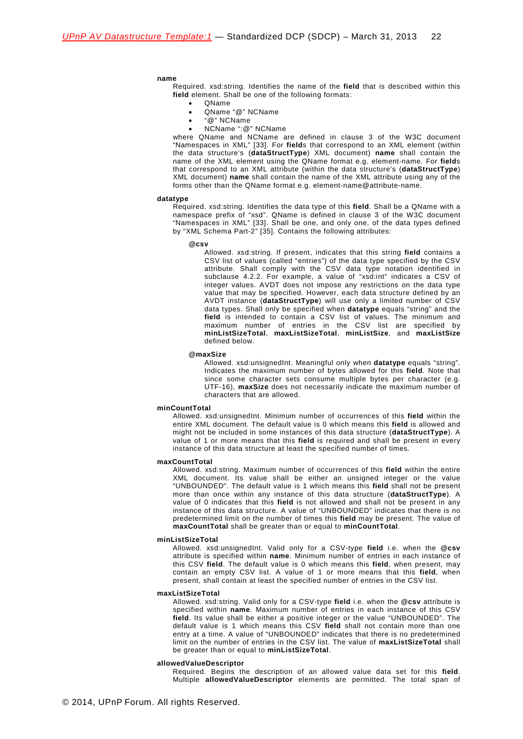**name**

Required. xsd:string. Identifies the name of the **field** that is described within this **field** element. Shall be one of the following formats:

- QName
- QName "@" NCName
- "@" NCName
- NCName ":@" NCName

where QName and NCName are defined in clause 3 of the W3C document "Namespaces in XML" [33]. For **field**s that correspond to an XML element (within the data structure's (**dataStructType**) XML document) **name** shall contain the name of the XML element using the QName format e.g. element-name. For **field**s that correspond to an XML attribute (within the data structure's (**dataStructType**) XML document) **name** shall contain the name of the XML attribute using any of the forms other than the QName format e.g. element-name@attribute-name.

**datatype**

Required. xsd:string. Identifies the data type of this **field**. Shall be a QName with a namespace prefix of "xsd". QName is defined in clause 3 of the W3C document "Namespaces in XML" [33]. Shall be one, and only one, of the data types defined by "XML Schema Part-2" [35]. Contains the following attributes:

**@csv**

Allowed. xsd:string. If present, indicates that this string **field** contains a CSV list of values (called "entries") of the data type specified by the CSV attribute. Shall comply with the CSV data type notation identified in subclause 4.2.2. For example, a value of "xsd:int" indicates a CSV of integer values. AVDT does not impose any restrictions on the data type value that may be specified. However, each data structure defined by an AVDT instance (**dataStructType**) will use only a limited number of CSV data types. Shall only be specified when **datatype** equals "string" and the **field** is intended to contain a CSV list of values. The minimum and maximum number of entries in the CSV list are specified by **minListSizeTotal**, **maxListSizeTotal**, **minListSize**, and **maxListSize** defined below.

**@maxSize**

Allowed. xsd:unsignedInt. Meaningful only when **datatype** equals "string". Indicates the maximum number of bytes allowed for this **field**. Note that since some character sets consume multiple bytes per character (e.g. UTF-16), **maxSize** does not necessarily indicate the maximum number of characters that are allowed.

**minCountTotal**

Allowed. xsd:unsignedInt. Minimum number of occurrences of this **field** within the entire XML document. The default value is 0 which means this **field** is allowed and might not be included in some instances of this data structure (**dataStructType**). A value of 1 or more means that this **field** is required and shall be present in every instance of this data structure at least the specified number of times.

**maxCountTotal**

Allowed. xsd:string. Maximum number of occurrences of this **field** within the entire XML document. Its value shall be either an unsigned integer or the value "UNBOUNDED". The default value is 1 which means this **field** shall not be present more than once within any instance of this data structure (**dataStructType**). A value of 0 indicates that this **field** is not allowed and shall not be present in any instance of this data structure. A value of "UNBOUNDED" indicates that there is no predetermined limit on the number of times this **field** may be present. The value of **maxCountTotal** shall be greater than or equal to **minCountTotal**.

**minListSizeTotal**

Allowed. xsd:unsignedInt. Valid only for a CSV-type **field** i.e. when the **@csv** attribute is specified within **name**. Minimum number of entries in each instance of this CSV **field**. The default value is 0 which means this **field**, when present, may contain an empty CSV list. A value of 1 or more means that this **field**, when present, shall contain at least the specified number of entries in the CSV list.

**maxListSizeTotal**

Allowed. xsd:string. Valid only for a CSV-type **field** i.e. when the **@csv** attribute is specified within **name**. Maximum number of entries in each instance of this CSV **field**. Its value shall be either a positive integer or the value "UNBOUNDED". The default value is 1 which means this CSV **field** shall not contain more than one entry at a time. A value of "UNBOUNDED" indicates that there is no predetermined limit on the number of entries in the CSV list. The value of **maxListSizeTotal** shall be greater than or equal to **minListSizeTotal**.

**allowedValueDescriptor**

Required. Begins the description of an allowed value data set for this **field**. Multiple **allowedValueDescriptor** elements are permitted. The total span of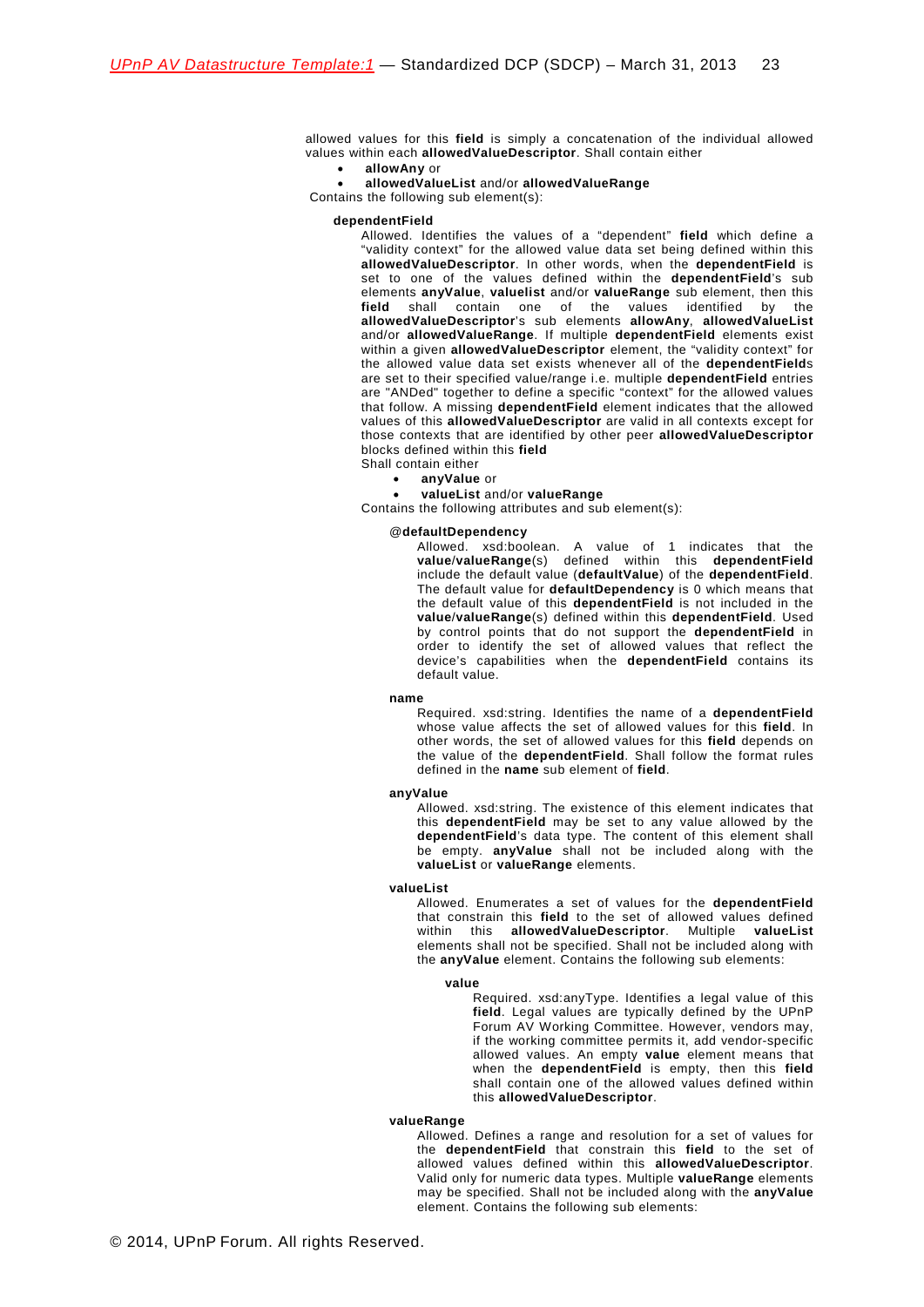allowed values for this **field** is simply a concatenation of the individual allowed values within each **allowedValueDescriptor**. Shall contain either

- **allowAny** or
- **allowedValueList** and/or **allowedValueRange**

Contains the following sub element(s):

**dependentField**

Allowed. Identifies the values of a "dependent" **field** which define a "validity context" for the allowed value data set being defined within this **allowedValueDescriptor**. In other words, when the **dependentField** is set to one of the values defined within the **dependentField**'s sub elements **anyValue**, **valuelist** and/or **valueRange** sub element, then this **field** shall contain one of the values identified by the **allowedValueDescriptor**'s sub elements **allowAny**, **allowedValueList** and/or **allowedValueRange**. If multiple **dependentField** elements exist within a given **allowedValueDescriptor** element, the "validity context" for the allowed value data set exists whenever all of the **dependentField**s are set to their specified value/range i.e. multiple **dependentField** entries are "ANDed" together to define a specific "context" for the allowed values that follow. A missing **dependentField** element indicates that the allowed values of this **allowedValueDescriptor** are valid in all contexts except for those contexts that are identified by other peer **allowedValueDescriptor** blocks defined within this **field**

Shall contain either

- **anyValue** or
- **valueList** and/or **valueRange**

Contains the following attributes and sub element(s):

**@defaultDependency**

Allowed. xsd:boolean. A value of 1 indicates that the **value**/**valueRange**(s) defined within this **dependentField** include the default value (**defaultValue**) of the **dependentField**. The default value for **defaultDependency** is 0 which means that the default value of this **dependentField** is not included in the **value**/**valueRange**(s) defined within this **dependentField**. Used by control points that do not support the **dependentField** in order to identify the set of allowed values that reflect the device's capabilities when the **dependentField** contains its default value.

**name**

Required. xsd:string. Identifies the name of a **dependentField** whose value affects the set of allowed values for this **field**. In other words, the set of allowed values for this **field** depends on the value of the **dependentField**. Shall follow the format rules defined in the **name** sub element of **field**.

**anyValue**

Allowed. xsd:string. The existence of this element indicates that this **dependentField** may be set to any value allowed by the **dependentField**'s data type. The content of this element shall be empty. **anyValue** shall not be included along with the **valueList** or **valueRange** elements.

**valueList**

Allowed. Enumerates a set of values for the **dependentField** that constrain this **field** to the set of allowed values defined within this **allowedValueDescriptor**. Multiple **valueList** elements shall not be specified. Shall not be included along with the **anyValue** element. Contains the following sub elements:

**value**

Required. xsd:anyType. Identifies a legal value of this **field**. Legal values are typically defined by the UPnP Forum AV Working Committee. However, vendors may, if the working committee permits it, add vendor-specific allowed values. An empty **value** element means that when the **dependentField** is empty, then this **field** shall contain one of the allowed values defined within this **allowedValueDescriptor**.

**valueRange**

Allowed. Defines a range and resolution for a set of values for the **dependentField** that constrain this **field** to the set of allowed values defined within this **allowedValueDescriptor**. Valid only for numeric data types. Multiple **valueRange** elements may be specified. Shall not be included along with the **anyValue** element. Contains the following sub elements: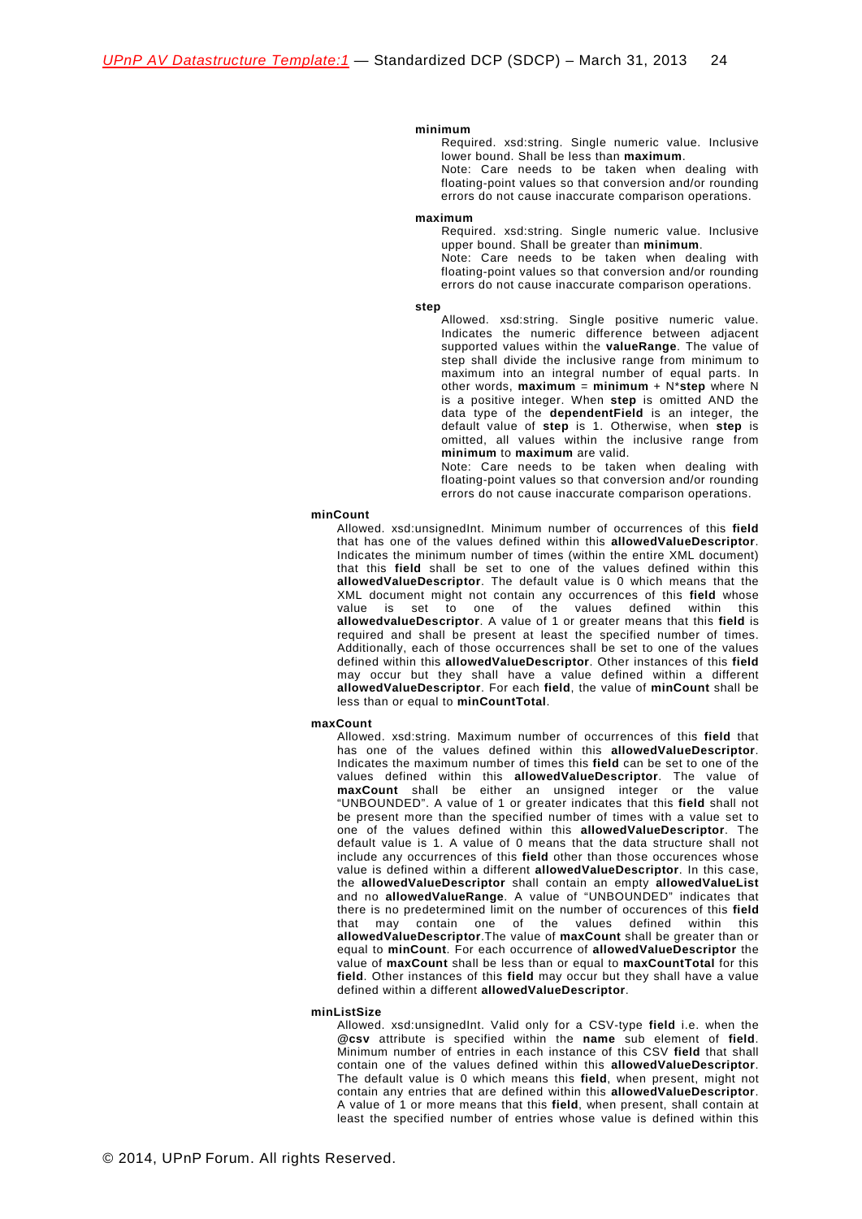**minimum**

Required. xsd:string. Single numeric value. Inclusive lower bound. Shall be less than **maximum**.

Note: Care needs to be taken when dealing with floating-point values so that conversion and/or rounding errors do not cause inaccurate comparison operations.

**maximum**

Required. xsd:string. Single numeric value. Inclusive upper bound. Shall be greater than **minimum**.

Note: Care needs to be taken when dealing with floating-point values so that conversion and/or rounding errors do not cause inaccurate comparison operations.

**step**

Allowed. xsd:string. Single positive numeric value. Indicates the numeric difference between adjacent supported values within the **valueRange**. The value of step shall divide the inclusive range from minimum to maximum into an integral number of equal parts. In other words, **maximum** = **minimum** + N\***step** where N is a positive integer. When **step** is omitted AND the data type of the **dependentField** is an integer, the default value of **step** is 1. Otherwise, when **step** is omitted, all values within the inclusive range from **minimum** to **maximum** are valid.

Note: Care needs to be taken when dealing with floating-point values so that conversion and/or rounding errors do not cause inaccurate comparison operations.

**minCount**

Allowed. xsd:unsignedInt. Minimum number of occurrences of this **field** that has one of the values defined within this **allowedValueDescriptor**. Indicates the minimum number of times (within the entire XML document) that this **field** shall be set to one of the values defined within this **allowedValueDescriptor**. The default value is 0 which means that the XML document might not contain any occurrences of this **field** whose value is set to one of the values defined within this **allowedvalueDescriptor**. A value of 1 or greater means that this **field** is required and shall be present at least the specified number of times. Additionally, each of those occurrences shall be set to one of the values defined within this **allowedValueDescriptor**. Other instances of this **field** may occur but they shall have a value defined within a different **allowedValueDescriptor**. For each **field**, the value of **minCount** shall be less than or equal to **minCountTotal**.

**maxCount**

Allowed. xsd:string. Maximum number of occurrences of this **field** that has one of the values defined within this **allowedValueDescriptor**. Indicates the maximum number of times this **field** can be set to one of the values defined within this **allowedValueDescriptor**. The value of **maxCount** shall be either an unsigned integer or the value "UNBOUNDED". A value of 1 or greater indicates that this **field** shall not be present more than the specified number of times with a value set to one of the values defined within this **allowedValueDescriptor**. The default value is 1. A value of 0 means that the data structure shall not include any occurrences of this **field** other than those occurences whose value is defined within a different **allowedValueDescriptor**. In this case, the **allowedValueDescriptor** shall contain an empty **allowedValueList** and no **allowedValueRange**. A value of "UNBOUNDED" indicates that there is no predetermined limit on the number of occurences of this **field** that may contain one of the values defined within this **allowedValueDescriptor**.The value of **maxCount** shall be greater than or equal to **minCount**. For each occurrence of **allowedValueDescriptor** the value of **maxCount** shall be less than or equal to **maxCountTotal** for this **field**. Other instances of this **field** may occur but they shall have a value defined within a different **allowedValueDescriptor**.

**minListSize**

Allowed. xsd:unsignedInt. Valid only for a CSV-type **field** i.e. when the **@csv** attribute is specified within the **name** sub element of **field**. Minimum number of entries in each instance of this CSV **field** that shall contain one of the values defined within this **allowedValueDescriptor**. The default value is 0 which means this **field**, when present, might not contain any entries that are defined within this **allowedValueDescriptor**. A value of 1 or more means that this **field**, when present, shall contain at least the specified number of entries whose value is defined within this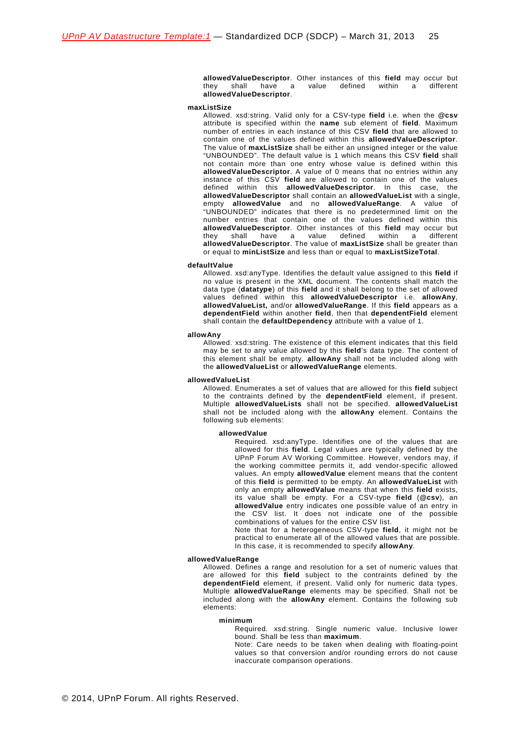**allowedValueDescriptor**. Other instances of this **field** may occur but they shall have a value defined within a different **allowedValueDescriptor**.

**maxListSize**

Allowed. xsd:string. Valid only for a CSV-type **field** i.e. when the **@csv** attribute is specified within the **name** sub element of **field**. Maximum number of entries in each instance of this CSV **field** that are allowed to contain one of the values defined within this **allowedValueDescriptor**. The value of **maxListSize** shall be either an unsigned integer or the value "UNBOUNDED". The default value is 1 which means this CSV **field** shall not contain more than one entry whose value is defined within this **allowedValueDescriptor**. A value of 0 means that no entries within any instance of this CSV **field** are allowed to contain one of the values defined within this **allowedValueDescriptor**. In this case, the **allowedValueDescriptor** shall contain an **allowedValueList** with a single, empty **allowedValue** and no **allowedValueRange**. A value of "UNBOUNDED" indicates that there is no predetermined limit on the number entries that contain one of the values defined within this **allowedValueDescriptor**. Other instances of this **field** may occur but they shall have a value defined within a different **allowedValueDescriptor**. The value of **maxListSize** shall be greater than or equal to **minListSize** and less than or equal to **maxListSizeTotal**.

**defaultValue**

Allowed. xsd:anyType. Identifies the default value assigned to this **field** if no value is present in the XML document. The contents shall match the data type (**datatype**) of this **field** and it shall belong to the set of allowed values defined within this **allowedValueDescriptor** i.e. **allowAny**, **allowedValueList,** and/or **allowedValueRange**. If this **field** appears as a **dependentField** within another **field**, then that **dependentField** element shall contain the **defaultDependency** attribute with a value of 1.

**allowAny**

Allowed. xsd:string. The existence of this element indicates that this field may be set to any value allowed by this **field**'s data type. The content of this element shall be empty. **allowAny** shall not be included along with the **allowedValueList** or **allowedValueRange** elements.

**allowedValueList**

Allowed. Enumerates a set of values that are allowed for this **field** subject to the contraints defined by the **dependentField** element, if present. Multiple **allowedValueLists** shall not be specified. **allowedValueList** shall not be included along with the **allowAny** element. Contains the following sub elements:

**allowedValue**

Required. xsd:anyType. Identifies one of the values that are allowed for this **field**. Legal values are typically defined by the UPnP Forum AV Working Committee. However, vendors may, if the working committee permits it, add vendor-specific allowed values. An empty **allowedValue** element means that the content of this **field** is permitted to be empty. An **allowedValueList** with only an empty **allowedValue** means that when this **field** exists, its value shall be empty. For a CSV-type **field** (**@csv**), an **allowedValue** entry indicates one possible value of an entry in the CSV list. It does not indicate one of the possible combinations of values for the entire CSV list.

Note that for a heterogeneous CSV-type **field**, it might not be practical to enumerate all of the allowed values that are possible. In this case, it is recommended to specify **allowAny**.

**allowedValueRange**

Allowed. Defines a range and resolution for a set of numeric values that are allowed for this **field** subject to the contraints defined by the **dependentField** element, if present. Valid only for numeric data types. Multiple **allowedValueRange** elements may be specified. Shall not be included along with the **allowAny** element. Contains the following sub elements:

**minimum**

Required. xsd:string. Single numeric value. Inclusive lower bound. Shall be less than **maximum**.

Note: Care needs to be taken when dealing with floating-point values so that conversion and/or rounding errors do not cause inaccurate comparison operations.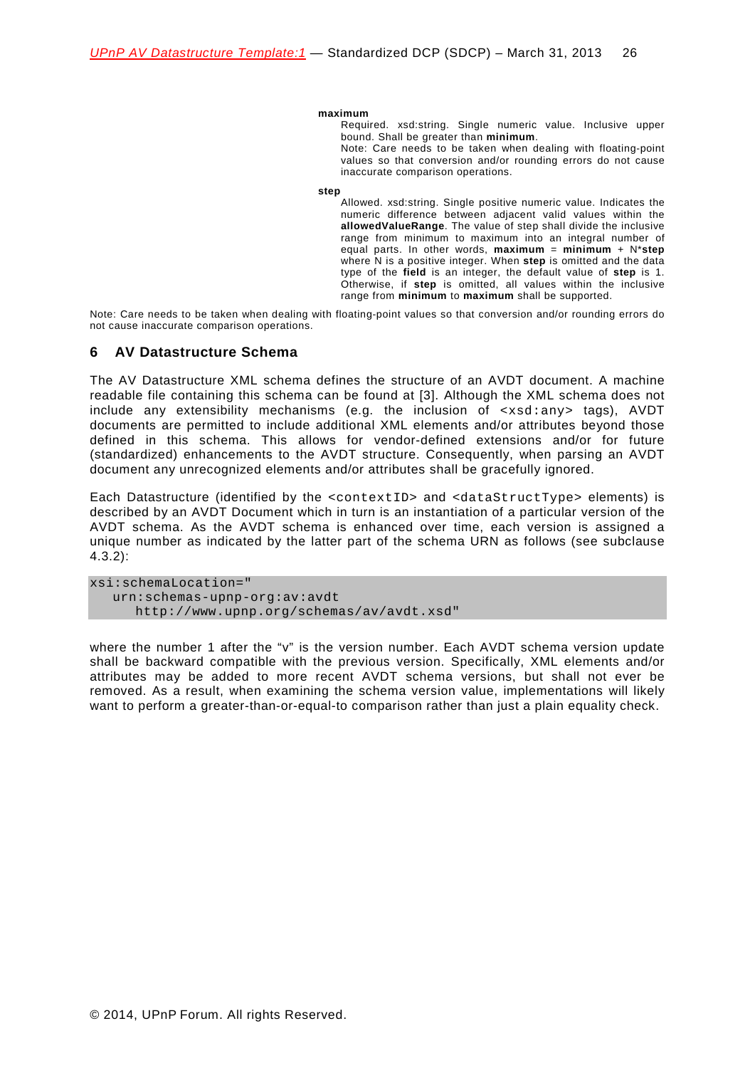**maximum**

Required. xsd:string. Single numeric value. Inclusive upper bound. Shall be greater than **minimum**.

Note: Care needs to be taken when dealing with floating-point values so that conversion and/or rounding errors do not cause inaccurate comparison operations.

**step**

Allowed. xsd:string. Single positive numeric value. Indicates the numeric difference between adjacent valid values within the **allowedValueRange**. The value of step shall divide the inclusive range from minimum to maximum into an integral number of equal parts. In other words, **maximum** = **minimum** + N\***step** where N is a positive integer. When **step** is omitted and the data type of the **field** is an integer, the default value of **step** is 1. Otherwise, if **step** is omitted, all values within the inclusive range from **minimum** to **maximum** shall be supported.

Note: Care needs to be taken when dealing with floating-point values so that conversion and/or rounding errors do not cause inaccurate comparison operations.

## 6 AV Datastructure Schema

The AV Datastructure XML schema defines the structure of an AVDT document. A machine readable file containing this schema can be found at [3]. Although the XML schema does not include any extensibility mechanisms (e.g. the inclusion of `<xsd:any>` tags), AVDT documents are permitted to include additional XML elements and/or attributes beyond those defined in this schema. This allows for vendor-defined extensions and/or for future (standardized) enhancements to the AVDT structure. Consequently, when parsing an AVDT document any unrecognized elements and/or attributes shall be gracefully ignored.

Each Datastructure (identified by the `<contextID>` and `<dataStructType>` elements) is described by an AVDT Document which in turn is an instantiation of a particular version of the AVDT schema. As the AVDT schema is enhanced over time, each version is assigned a unique number as indicated by the latter part of the schema URN as follows (see subclause 4.3.2):

```
xsi:schemaLocation="
   urn:schemas-upnp-org:av:avdt
      http://www.upnp.org/schemas/av/avdt.xsd"
```

where the number 1 after the "v" is the version number. Each AVDT schema version update shall be backward compatible with the previous version. Specifically, XML elements and/or attributes may be added to more recent AVDT schema versions, but shall not ever be removed. As a result, when examining the schema version value, implementations will likely want to perform a greater-than-or-equal-to comparison rather than just a plain equality check.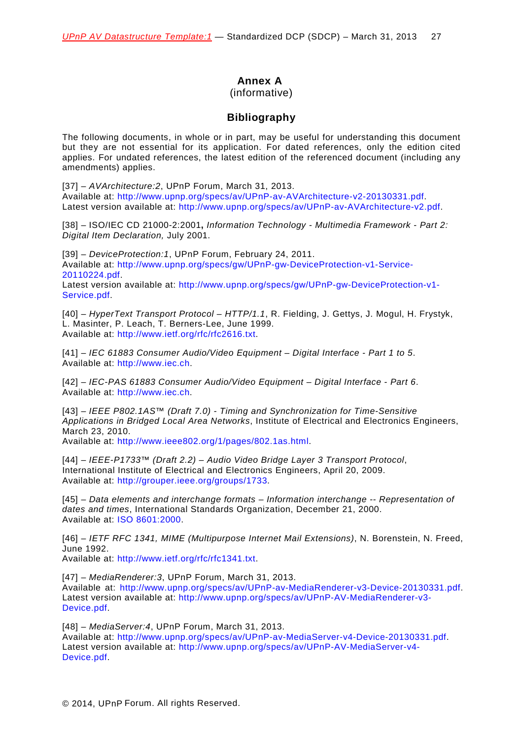# Annex A
(informative)

## Bibliography

The following documents, in whole or in part, may be useful for understanding this document but they are not essential for its application. For dated references, only the edition cited applies. For undated references, the latest edition of the referenced document (including any amendments) applies.

[37] – *AVArchitecture:2*, UPnP Forum, March 31, 2013.
Available at: http://www.upnp.org/specs/av/UPnP-av-AVArchitecture-v2-20130331.pdf.
Latest version available at: http://www.upnp.org/specs/av/UPnP-av-AVArchitecture-v2.pdf.

[38] – ISO/IEC CD 21000-2:2001**,** *Information Technology - Multimedia Framework - Part 2: Digital Item Declaration,* July 2001.

[39] – *DeviceProtection:1*, UPnP Forum, February 24, 2011.
Available at: http://www.upnp.org/specs/gw/UPnP-gw-DeviceProtection-v1-Service-20110224.pdf.
Latest version available at: http://www.upnp.org/specs/gw/UPnP-gw-DeviceProtection-v1-Service.pdf.

[40] – *HyperText Transport Protocol – HTTP/1.1*, R. Fielding, J. Gettys, J. Mogul, H. Frystyk, L. Masinter, P. Leach, T. Berners-Lee, June 1999.
Available at: http://www.ietf.org/rfc/rfc2616.txt.

[41] – *IEC 61883 Consumer Audio/Video Equipment – Digital Interface - Part 1 to 5*.
Available at: http://www.iec.ch.

[42] – *IEC-PAS 61883 Consumer Audio/Video Equipment – Digital Interface - Part 6*.
Available at: http://www.iec.ch.

[43] – *IEEE P802.1AS™ (Draft 7.0) - Timing and Synchronization for Time-Sensitive Applications in Bridged Local Area Networks*, Institute of Electrical and Electronics Engineers, March 23, 2010.
Available at: http://www.ieee802.org/1/pages/802.1as.html.

[44] – *IEEE-P1733™ (Draft 2.2) – Audio Video Bridge Layer 3 Transport Protocol*, International Institute of Electrical and Electronics Engineers, April 20, 2009.
Available at: http://grouper.ieee.org/groups/1733.

[45] – *Data elements and interchange formats – Information interchange -- Representation of dates and times*, International Standards Organization, December 21, 2000.
Available at: ISO 8601:2000.

[46] – *IETF RFC 1341, MIME (Multipurpose Internet Mail Extensions)*, N. Borenstein, N. Freed, June 1992.
Available at: http://www.ietf.org/rfc/rfc1341.txt.

[47] – *MediaRenderer:3*, UPnP Forum, March 31, 2013.
Available at: http://www.upnp.org/specs/av/UPnP-av-MediaRenderer-v3-Device-20130331.pdf.
Latest version available at: http://www.upnp.org/specs/av/UPnP-AV-MediaRenderer-v3-Device.pdf.

[48] – *MediaServer:4*, UPnP Forum, March 31, 2013.
Available at: http://www.upnp.org/specs/av/UPnP-av-MediaServer-v4-Device-20130331.pdf.
Latest version available at: http://www.upnp.org/specs/av/UPnP-AV-MediaServer-v4-Device.pdf.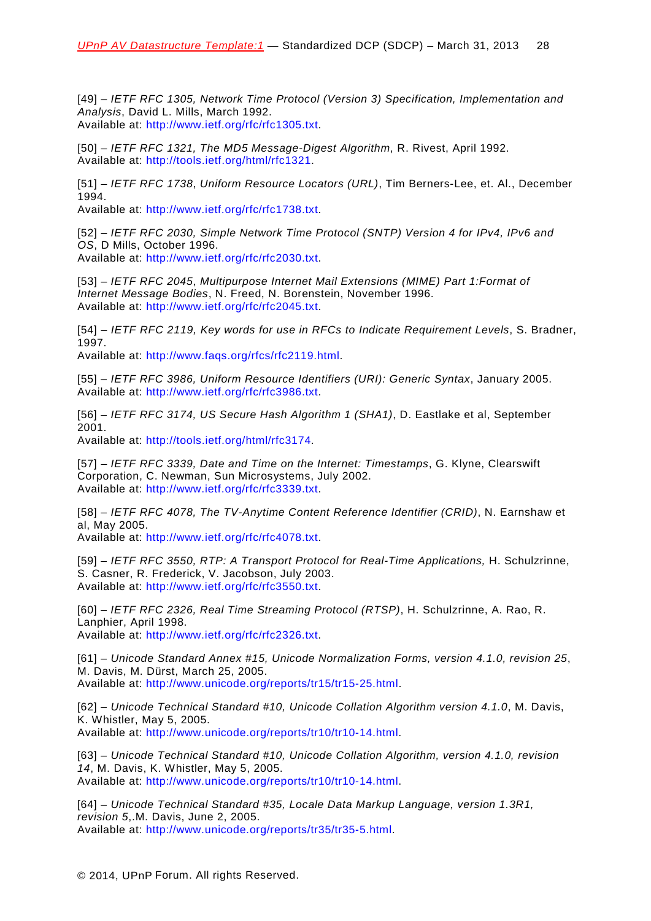[49] – *IETF RFC 1305, Network Time Protocol (Version 3) Specification, Implementation and Analysis*, David L. Mills, March 1992.
Available at: http://www.ietf.org/rfc/rfc1305.txt.

[50] – *IETF RFC 1321, The MD5 Message-Digest Algorithm*, R. Rivest, April 1992.
Available at: http://tools.ietf.org/html/rfc1321.

[51] – *IETF RFC 1738*, *Uniform Resource Locators (URL)*, Tim Berners-Lee, et. Al., December 1994.
Available at: http://www.ietf.org/rfc/rfc1738.txt.

[52] – *IETF RFC 2030, Simple Network Time Protocol (SNTP) Version 4 for IPv4, IPv6 and OS*, D Mills, October 1996.
Available at: http://www.ietf.org/rfc/rfc2030.txt.

[53] – *IETF RFC 2045*, *Multipurpose Internet Mail Extensions (MIME) Part 1:Format of Internet Message Bodies*, N. Freed, N. Borenstein, November 1996.
Available at: http://www.ietf.org/rfc/rfc2045.txt.

[54] – *IETF RFC 2119, Key words for use in RFCs to Indicate Requirement Levels*, S. Bradner, 1997.
Available at: http://www.faqs.org/rfcs/rfc2119.html.

[55] – *IETF RFC 3986, Uniform Resource Identifiers (URI): Generic Syntax*, January 2005.
Available at: http://www.ietf.org/rfc/rfc3986.txt.

[56] – *IETF RFC 3174, US Secure Hash Algorithm 1 (SHA1)*, D. Eastlake et al, September 2001.
Available at: http://tools.ietf.org/html/rfc3174.

[57] – *IETF RFC 3339, Date and Time on the Internet: Timestamps*, G. Klyne, Clearswift Corporation, C. Newman, Sun Microsystems, July 2002.
Available at: http://www.ietf.org/rfc/rfc3339.txt.

[58] – *IETF RFC 4078, The TV-Anytime Content Reference Identifier (CRID)*, N. Earnshaw et al, May 2005.
Available at: http://www.ietf.org/rfc/rfc4078.txt.

[59] – *IETF RFC 3550, RTP: A Transport Protocol for Real-Time Applications,* H. Schulzrinne, S. Casner, R. Frederick, V. Jacobson, July 2003.
Available at: http://www.ietf.org/rfc/rfc3550.txt.

[60] – *IETF RFC 2326, Real Time Streaming Protocol (RTSP)*, H. Schulzrinne, A. Rao, R. Lanphier, April 1998.
Available at: http://www.ietf.org/rfc/rfc2326.txt.

[61] – *Unicode Standard Annex #15, Unicode Normalization Forms, version 4.1.0, revision 25*, M. Davis, M. Dürst, March 25, 2005.
Available at: http://www.unicode.org/reports/tr15/tr15-25.html.

[62] – *Unicode Technical Standard #10, Unicode Collation Algorithm version 4.1.0*, M. Davis, K. Whistler, May 5, 2005.
Available at: http://www.unicode.org/reports/tr10/tr10-14.html.

[63] – *Unicode Technical Standard #10, Unicode Collation Algorithm, version 4.1.0, revision 14*, M. Davis, K. Whistler, May 5, 2005.
Available at: http://www.unicode.org/reports/tr10/tr10-14.html.

[64] – *Unicode Technical Standard #35, Locale Data Markup Language, version 1.3R1, revision 5*,.M. Davis, June 2, 2005.
Available at: http://www.unicode.org/reports/tr35/tr35-5.html.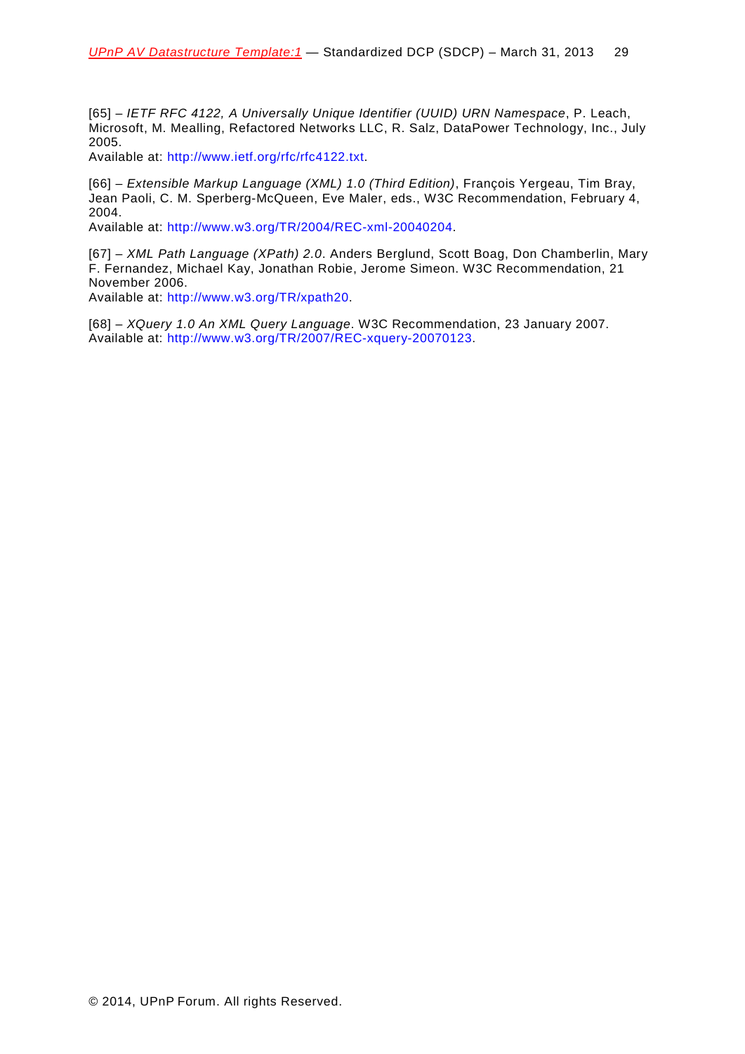[65] – *IETF RFC 4122, A Universally Unique Identifier (UUID) URN Namespace*, P. Leach, Microsoft, M. Mealling, Refactored Networks LLC, R. Salz, DataPower Technology, Inc., July 2005.
Available at: http://www.ietf.org/rfc/rfc4122.txt.

[66] – *Extensible Markup Language (XML) 1.0 (Third Edition)*, François Yergeau, Tim Bray, Jean Paoli, C. M. Sperberg-McQueen, Eve Maler, eds., W3C Recommendation, February 4, 2004.
Available at: http://www.w3.org/TR/2004/REC-xml-20040204.

[67] – *XML Path Language (XPath) 2.0*. Anders Berglund, Scott Boag, Don Chamberlin, Mary F. Fernandez, Michael Kay, Jonathan Robie, Jerome Simeon. W3C Recommendation, 21 November 2006.
Available at: http://www.w3.org/TR/xpath20.

[68] – *XQuery 1.0 An XML Query Language*. W3C Recommendation, 23 January 2007.
Available at: http://www.w3.org/TR/2007/REC-xquery-20070123.

© 2014, UPnP Forum. All rights Reserved.